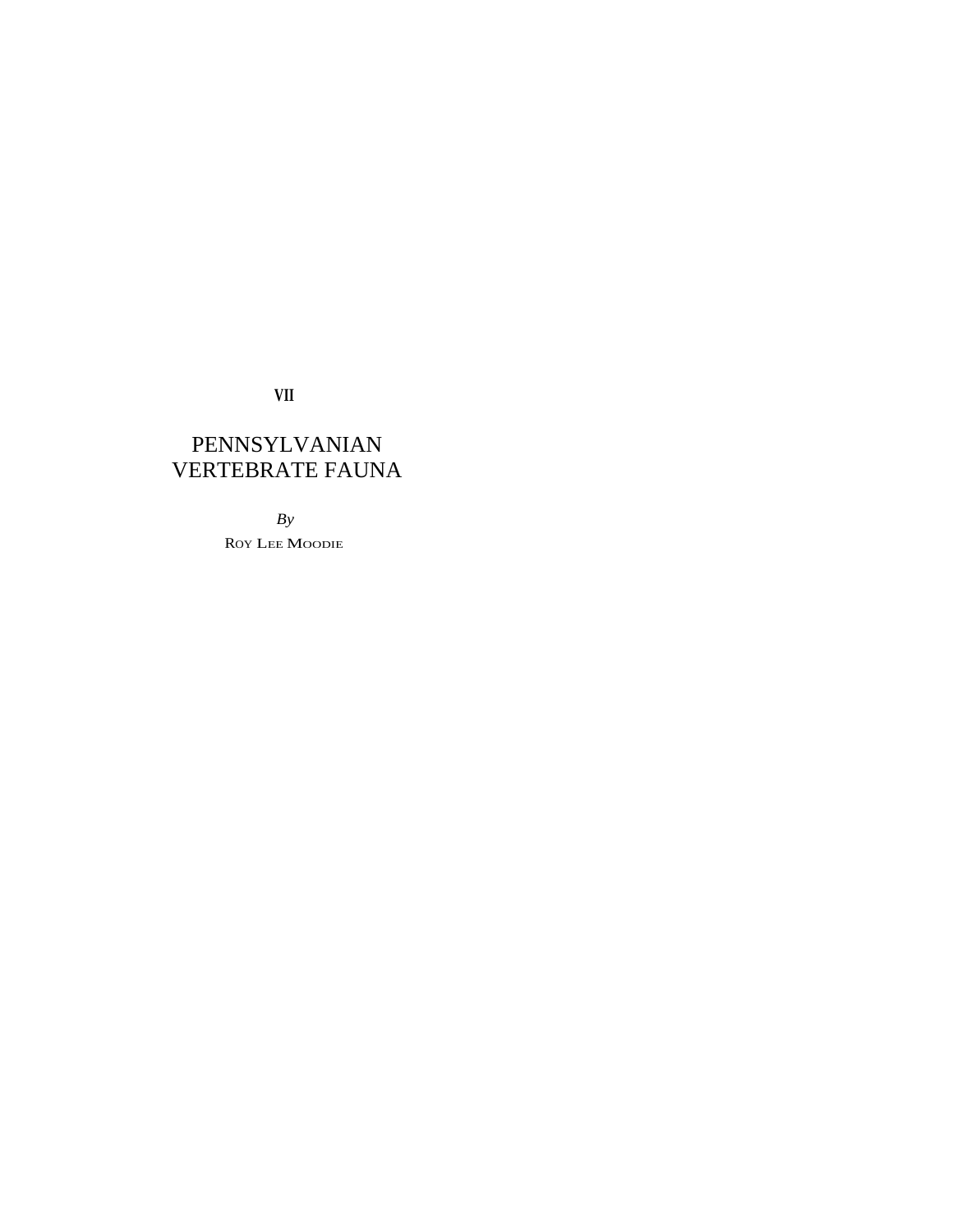VII

# PENNSYLVANIAN VERTEBRATE FAUNA

*By*

Roy Lee Moodie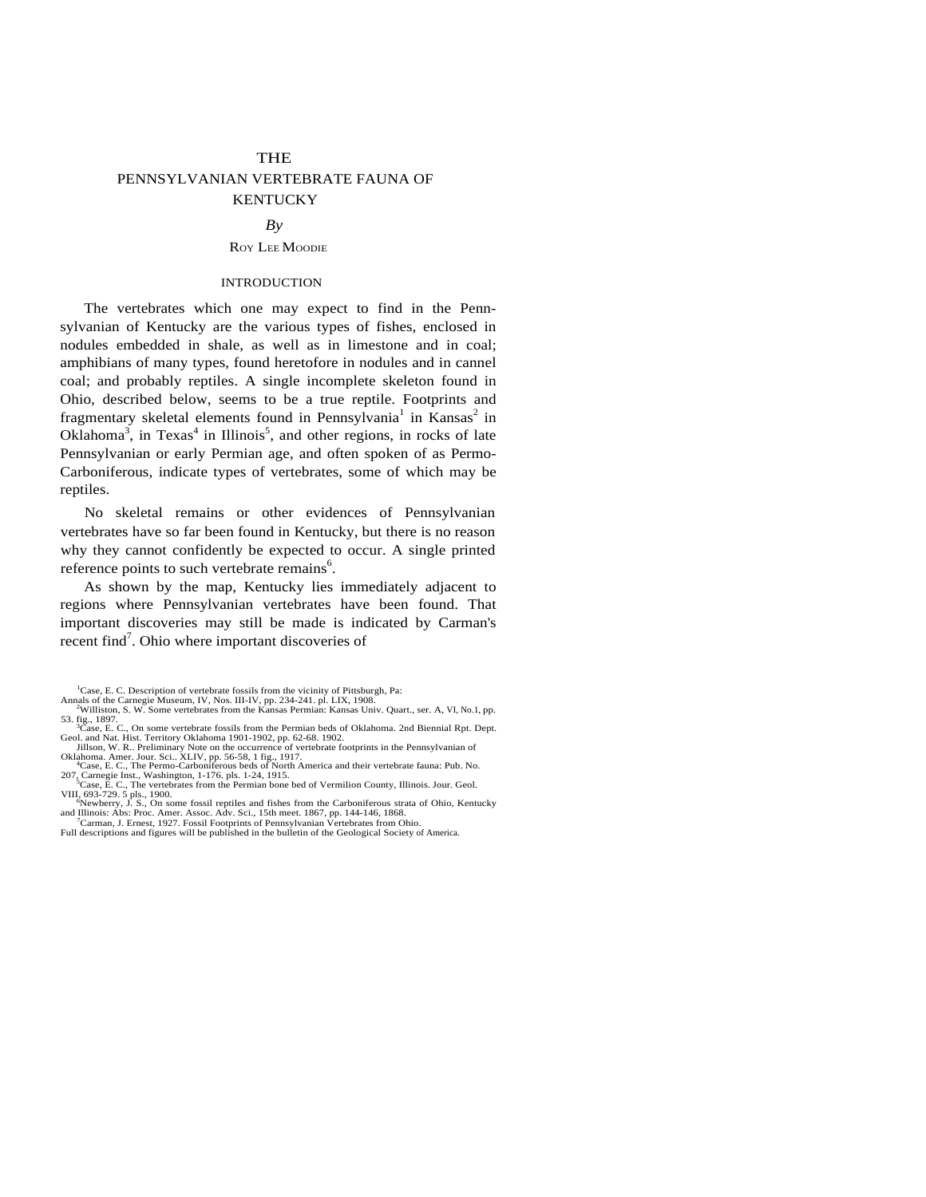# THE PENNSYLVANIAN VERTEBRATE FAUNA OF KENTUCKY

*By*

ROY LEE MOODIE

## INTRODUCTION

The vertebrates which one may expect to find in the Pennsylvanian of Kentucky are the various types of fishes, enclosed in nodules embedded in shale, as well as in limestone and in coal; amphibians of many types, found heretofore in nodules and in cannel coal; and probably reptiles. A single incomplete skeleton found in Ohio, described below, seems to be a true reptile. Footprints and fragmentary skeletal elements found in Pennsylvania[1] in Kansas[2] in Oklahoma[3], in Texas[4] in Illinois[5], and other regions, in rocks of late Pennsylvanian or early Permian age, and often spoken of as Permo-Carboniferous, indicate types of vertebrates, some of which may be reptiles.

No skeletal remains or other evidences of Pennsylvanian vertebrates have so far been found in Kentucky, but there is no reason why they cannot confidently be expected to occur. A single printed reference points to such vertebrate remains[6].

As shown by the map, Kentucky lies immediately adjacent to regions where Pennsylvanian vertebrates have been found. That important discoveries may still be made is indicated by Carman's recent find[7]. Ohio where important discoveries of

---

[1]Case, E. C. Description of vertebrate fossils from the vicinity of Pittsburgh, Pa: Annals of the Carnegie Museum, IV, Nos. III-IV, pp. 234-241. pl. LIX, 1908.

[2]Williston, S. W. Some vertebrates from the Kansas Permian: Kansas Univ. Quart., ser. A, VI, No.1, pp. 53. fig., 1897.

[3]Case, E. C., On some vertebrate fossils from the Permian beds of Oklahoma. 2nd Biennial Rpt. Dept. Geol. and Nat. Hist. Territory Oklahoma 1901-1902, pp. 62-68. 1902.

Jillson, W. R.. Preliminary Note on the occurrence of vertebrate footprints in the Pennsylvanian of Oklahoma. Amer. Jour. Sci.. XLIV, pp. 56-58, 1 fig., 1917.

[4]Case, E. C., The Permo-Carboniferous beds of North America and their vertebrate fauna: Pub. No. 207, Carnegie Inst., Washington, 1-176. pls. 1-24, 1915.

[5]Case, E. C., The vertebrates from the Permian bone bed of Vermilion County, Illinois. Jour. Geol. VIII, 693-729. 5 pls., 1900.

[6]Newberry, J. S., On some fossil reptiles and fishes from the Carboniferous strata of Ohio, Kentucky and Illinois: Abs: Proc. Amer. Assoc. Adv. Sci., 15th meet. 1867, pp. 144-146, 1868.

[7]Carman, J. Ernest, 1927. Fossil Footprints of Pennsylvanian Vertebrates from Ohio. Full descriptions and figures will be published in the bulletin of the Geological Society of America.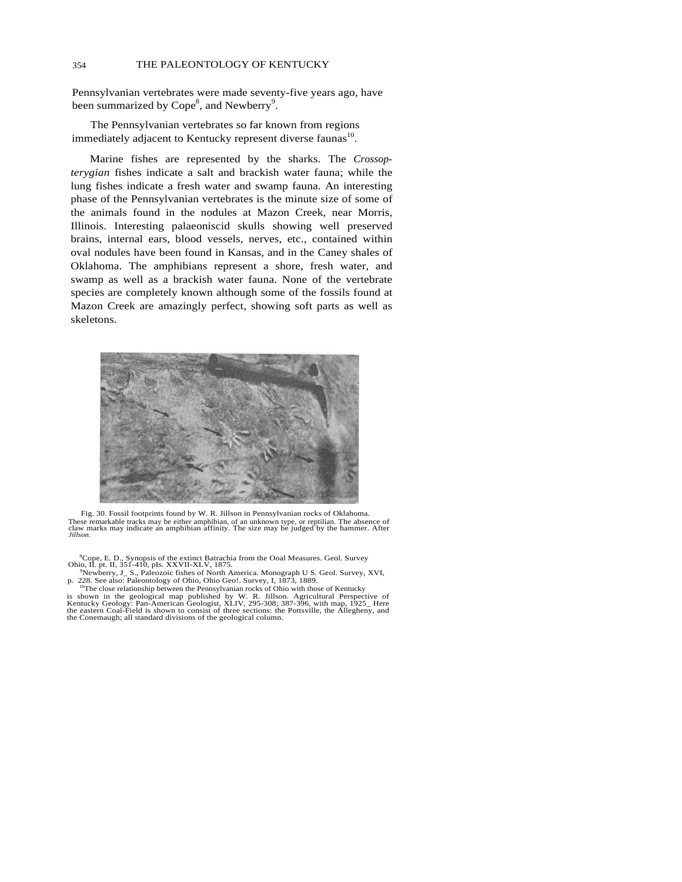Pennsylvanian vertebrates were made seventy-five years ago, have been summarized by Cope[8], and Newberry[9].

The Pennsylvanian vertebrates so far known from regions immediately adjacent to Kentucky represent diverse faunas[10].

Marine fishes are represented by the sharks. The *Crossopterygian* fishes indicate a salt and brackish water fauna; while the lung fishes indicate a fresh water and swamp fauna. An interesting phase of the Pennsylvanian vertebrates is the minute size of some of the animals found in the nodules at Mazon Creek, near Morris, Illinois. Interesting palaeoniscid skulls showing well preserved brains, internal ears, blood vessels, nerves, etc., contained within oval nodules have been found in Kansas, and in the Caney shales of Oklahoma. The amphibians represent a shore, fresh water, and swamp as well as a brackish water fauna. None of the vertebrate species are completely known although some of the fossils found at Mazon Creek are amazingly perfect, showing soft parts as well as skeletons.

Fig. 30. Fossil footprints found by W. R. Jillson in Pennsylvanian rocks of Oklahoma. These remarkable tracks may be either amphibian, of an unknown type, or reptilian. The absence of claw marks may indicate an amphibian affinity. The size may be judged by the hammer. After *Jillson*.

[8]Cope, E. D., Synopsis of the extinct Batrachia from the Ooal Measures. Geol. Survey Ohio, II. pt. II, 351-410, pls. XXVII-XLV, 1875.

[9]Newberry, J_ S., Paleozoic fishes of North America. Monograph U S. Geol. Survey, XVI, p. 228. See also: Paleontology of Ohio, Ohio Geo!. Survey, I, 1873, 1889.

[10]The close relationship between the Pennsylvanian rocks of Ohio with those of Kentucky is shown in the geological map published by W. R. Jillson. Agricultural Perspective of Kentucky Geology: Pan-American Geologist, XLIV, 295-308; 387-396, with map, 1925_ Here the eastern Coal-Field is shown to consist of three sections: the Pottsville, the Allegheny, and the Conemaugh; all standard divisions of the geological column.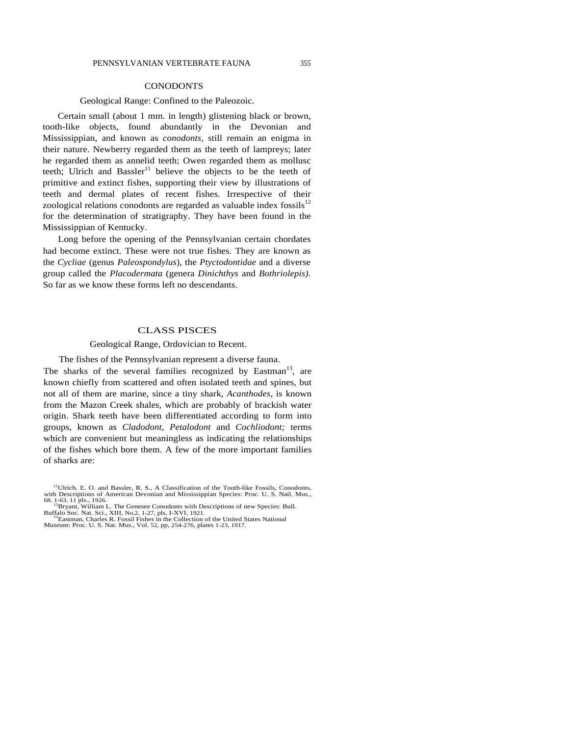## CONODONTS

Geological Range: Confined to the Paleozoic.

Certain small (about 1 mm. in length) glistening black or brown, tooth-like objects, found abundantly in the Devonian and Mississippian, and known as *conodonts,* still remain an enigma in their nature. Newberry regarded them as the teeth of lampreys; later he regarded them as annelid teeth; Owen regarded them as mollusc teeth; Ulrich and Bassler[11] believe the objects to be the teeth of primitive and extinct fishes, supporting their view by illustrations of teeth and dermal plates of recent fishes. Irrespective of their zoological relations conodonts are regarded as valuable index fossils[12] for the determination of stratigraphy. They have been found in the Mississippian of Kentucky.

Long before the opening of the Pennsylvanian certain chordates had become extinct. These were not true fishes. They are known as the *Cycliae* (genus *Paleospondylus*), the *Ptyctodontidae* and a diverse group called the *Placodermata* (genera *Dinichthys* and *Bothriolepis).* So far as we know these forms left no descendants.

## CLASS PISCES

Geological Range, Ordovician to Recent.

The fishes of the Pennsylvanian represent a diverse fauna. The sharks of the several families recognized by Eastman[13], are known chiefly from scattered and often isolated teeth and spines, but not all of them are marine, since a tiny shark, *Acanthodes,* is known from the Mazon Creek shales, which are probably of brackish water origin. Shark teeth have been differentiated according to form into groups, known as *Cladodont, Petalodont* and *Cochliodont;* terms which are convenient but meaningless as indicating the relationships of the fishes which bore them. A few of the more important families of sharks are:

[11]Ulrich. E. O. and Bassler, R. S., A Classification of the Tooth-like Fossils, Conodonts, with Descriptions of American Devonian and Mississippian Species: Proc. U. S. Natl. Mus., 68, 1-63, 11 pls., 1926.

[12]Bryant, William L. The Genesee Conodonts with Descriptions of new Species: Bull. Buffalo Soc. Nat. Sci., XIII, No.2, 1-27, pls, I-XVI, 1921.

[13]Eastman, Charles R. Fossil Fishes in the Collection of the United States National Museum: Proc. U. S. Nat. Mus., Vol. 52, pp, 254-276, plates 1-23, 1917.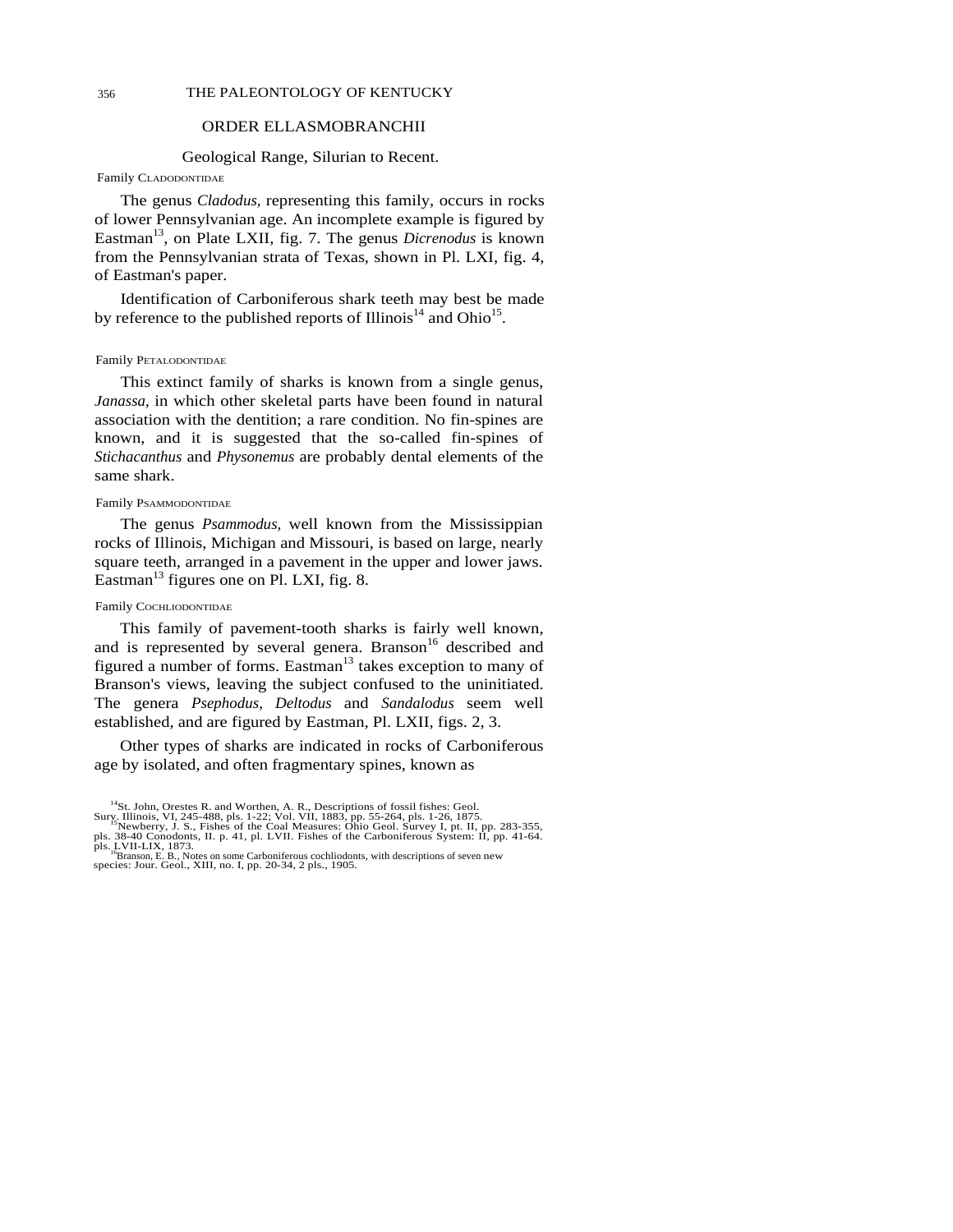## ORDER ELLASMOBRANCHII

Geological Range, Silurian to Recent.

### Family CLADODONTIDAE

The genus *Cladodus,* representing this family, occurs in rocks of lower Pennsylvanian age. An incomplete example is figured by Eastman[13], on Plate LXII, fig. 7. The genus *Dicrenodus* is known from the Pennsylvanian strata of Texas, shown in Pl. LXI, fig. 4, of Eastman's paper.

Identification of Carboniferous shark teeth may best be made by reference to the published reports of Illinois[14] and Ohio[15].

### Family PETALODONTIDAE

This extinct family of sharks is known from a single genus, *Janassa,* in which other skeletal parts have been found in natural association with the dentition; a rare condition. No fin-spines are known, and it is suggested that the so-called fin-spines of *Stichacanthus* and *Physonemus* are probably dental elements of the same shark.

### Family PSAMMODONTIDAE

The genus *Psammodus,* well known from the Mississippian rocks of Illinois, Michigan and Missouri, is based on large, nearly square teeth, arranged in a pavement in the upper and lower jaws. Eastman[13] figures one on Pl. LXI, fig. 8.

### Family COCHLIODONTIDAE

This family of pavement-tooth sharks is fairly well known, and is represented by several genera. Branson[16] described and figured a number of forms. Eastman[13] takes exception to many of Branson's views, leaving the subject confused to the uninitiated. The genera *Psephodus, Deltodus* and *Sandalodus* seem well established, and are figured by Eastman, Pl. LXII, figs. 2, 3.

Other types of sharks are indicated in rocks of Carboniferous age by isolated, and often fragmentary spines, known as

---

[14]St. John, Orestes R. and Worthen, A. R., Descriptions of fossil fishes: Geol. Surv. Illinois, VI, 245-488, pls. 1-22; Vol. VII, 1883, pp. 55-264, pls. 1-26, 1875.

[15]Newberry, J. S., Fishes of the Coal Measures: Ohio Geol. Survey I, pt. II, pp. 283-355, pls. 38-40 Conodonts, II. p. 41, pl. LVII. Fishes of the Carboniferous System: II, pp. 41-64. pls. LVII-LIX, 1873.

[16]Branson, E. B., Notes on some Carboniferous cochliodonts, with descriptions of seven new species: Jour. Geol., XIII, no. I, pp. 20-34, 2 pls., 1905.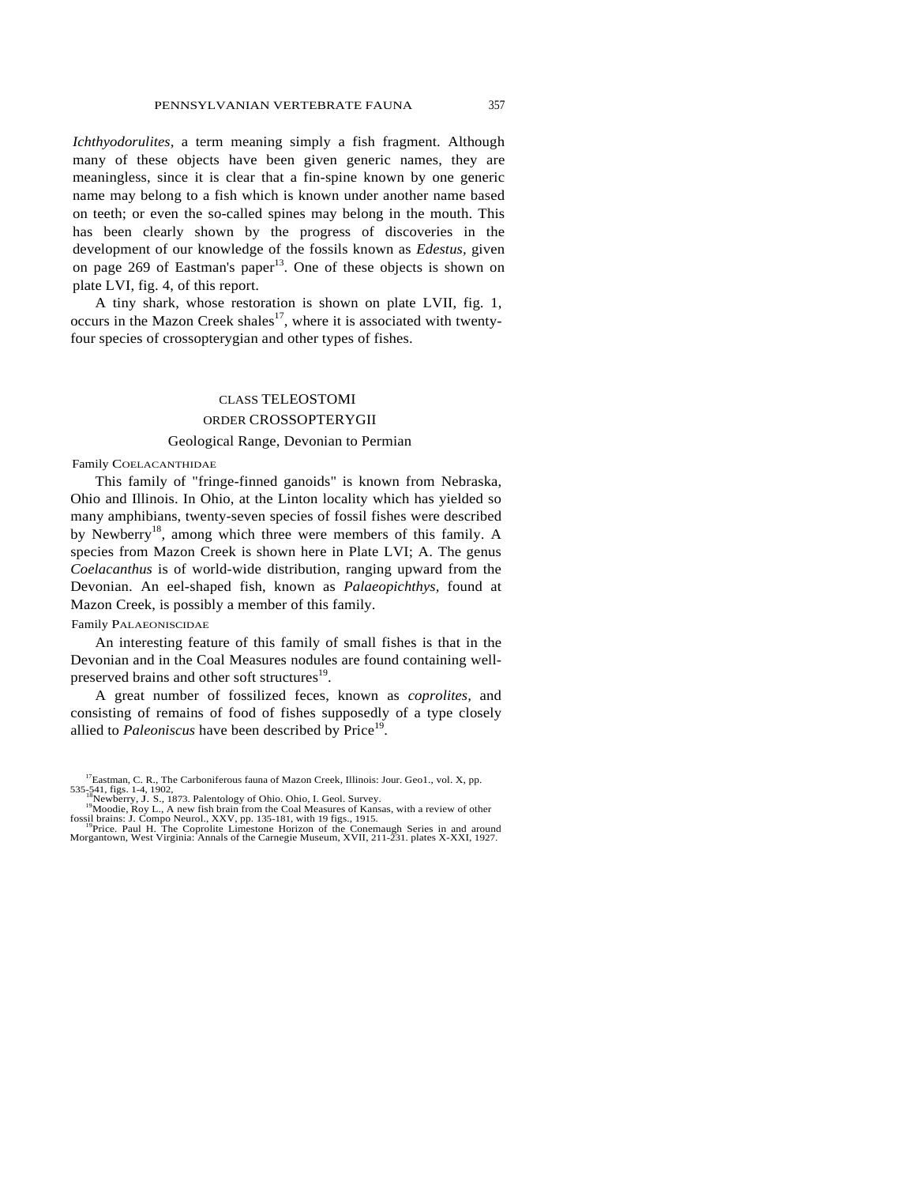*Ichthyodorulites*, a term meaning simply a fish fragment. Although many of these objects have been given generic names, they are meaningless, since it is clear that a fin-spine known by one generic name may belong to a fish which is known under another name based on teeth; or even the so-called spines may belong in the mouth. This has been clearly shown by the progress of discoveries in the development of our knowledge of the fossils known as *Edestus*, given on page 269 of Eastman's paper[13]. One of these objects is shown on plate LVI, fig. 4, of this report.

A tiny shark, whose restoration is shown on plate LVII, fig. 1, occurs in the Mazon Creek shales[17], where it is associated with twenty-four species of crossopterygian and other types of fishes.

## CLASS TELEOSTOMI

### ORDER CROSSOPTERYGII

Geological Range, Devonian to Permian

Family COELACANTHIDAE

This family of "fringe-finned ganoids" is known from Nebraska, Ohio and Illinois. In Ohio, at the Linton locality which has yielded so many amphibians, twenty-seven species of fossil fishes were described by Newberry[18], among which three were members of this family. A species from Mazon Creek is shown here in Plate LVI; A. The genus *Coelacanthus* is of world-wide distribution, ranging upward from the Devonian. An eel-shaped fish, known as *Palaeopichthys,* found at Mazon Creek, is possibly a member of this family.

Family PALAEONISCIDAE

An interesting feature of this family of small fishes is that in the Devonian and in the Coal Measures nodules are found containing well-preserved brains and other soft structures[19].

A great number of fossilized feces, known as *coprolites,* and consisting of remains of food of fishes supposedly of a type closely allied to *Paleoniscus* have been described by Price[19].

[17] Eastman, C. R., The Carboniferous fauna of Mazon Creek, Illinois: Jour. Geo1., vol. X, pp. 535-541, figs. 1-4, 1902.

[18] Newberry, J. S., 1873. Palentology of Ohio. Ohio, I. Geol. Survey.

[19] Moodie, Roy L., A new fish brain from the Coal Measures of Kansas, with a review of other fossil brains: J. Compo Neurol., XXV, pp. 135-181, with 19 figs., 1915.

[19] Price. Paul H. The Coprolite Limestone Horizon of the Conemaugh Series in and around Morgantown, West Virginia: Annals of the Carnegie Museum, XVII, 211-231. plates X-XXI, 1927.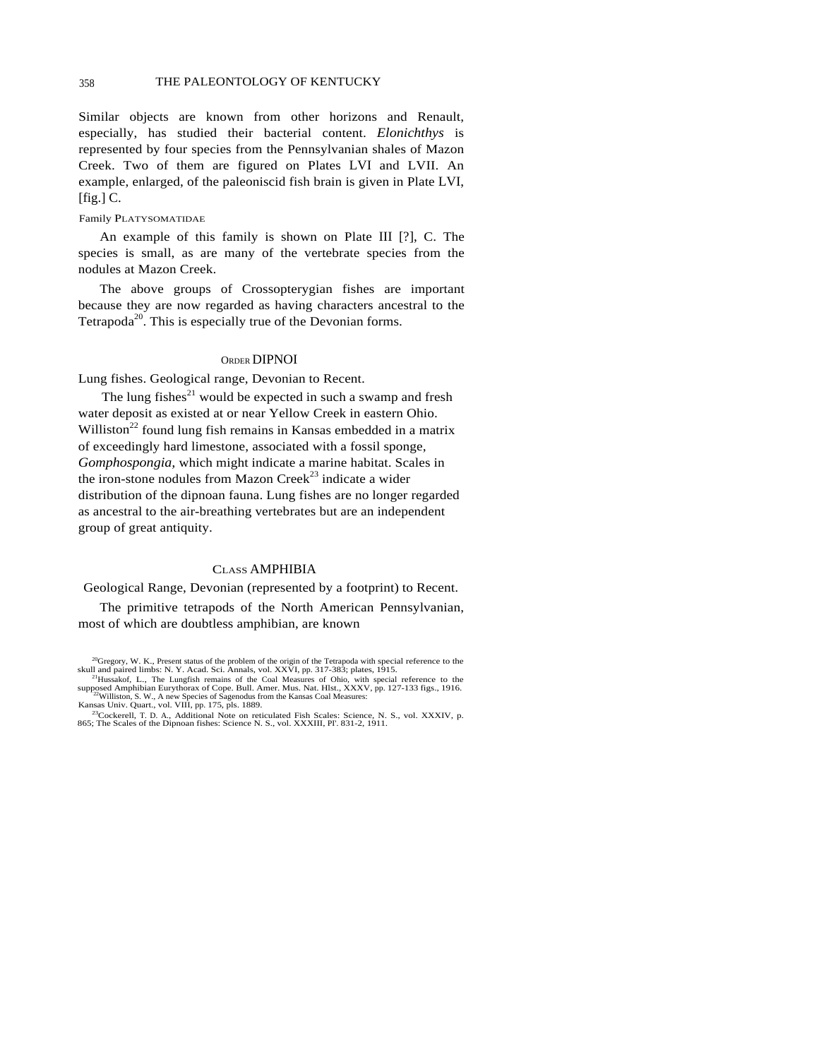Similar objects are known from other horizons and Renault, especially, has studied their bacterial content. *Elonichthys* is represented by four species from the Pennsylvanian shales of Mazon Creek. Two of them are figured on Plates LVI and LVII. An example, enlarged, of the paleoniscid fish brain is given in Plate LVI, [fig.] C.

Family PLATYSOMATIDAE

An example of this family is shown on Plate III [?], C. The species is small, as are many of the vertebrate species from the nodules at Mazon Creek.

The above groups of Crossopterygian fishes are important because they are now regarded as having characters ancestral to the Tetrapoda[20]. This is especially true of the Devonian forms.

## ORDER DIPNOI

Lung fishes. Geological range, Devonian to Recent.

The lung fishes[21] would be expected in such a swamp and fresh water deposit as existed at or near Yellow Creek in eastern Ohio. Williston[22] found lung fish remains in Kansas embedded in a matrix of exceedingly hard limestone, associated with a fossil sponge, *Gomphospongia,* which might indicate a marine habitat. Scales in the iron-stone nodules from Mazon Creek[23] indicate a wider distribution of the dipnoan fauna. Lung fishes are no longer regarded as ancestral to the air-breathing vertebrates but are an independent group of great antiquity.

## CLASS AMPHIBIA

Geological Range, Devonian (represented by a footprint) to Recent.

The primitive tetrapods of the North American Pennsylvanian, most of which are doubtless amphibian, are known

[20]Gregory, W. K., Present status of the problem of the origin of the Tetrapoda with special reference to the skull and paired limbs: N. Y. Acad. Sci. Annals, vol. XXVI, pp. 317-383; plates, 1915.

[21]Hussakof, L., The Lungfish remains of the Coal Measures of Ohio, with special reference to the supposed Amphibian Eurythorax of Cope. Bull. Amer. Mus. Nat. Hist., XXXV, pp. 127-133 figs., 1916.

[22]Williston, S. W., A new Species of Sagenodus from the Kansas Coal Measures: Kansas Univ. Quart., vol. VIII, pp. 175, pls. 1889.

[23]Cockerell, T. D. A., Additional Note on reticulated Fish Scales: Science, N. S., vol. XXXIV, p. 865; The Scales of the Dipnoan fishes: Science N. S., vol. XXXIII, Pl'. 831-2, 1911.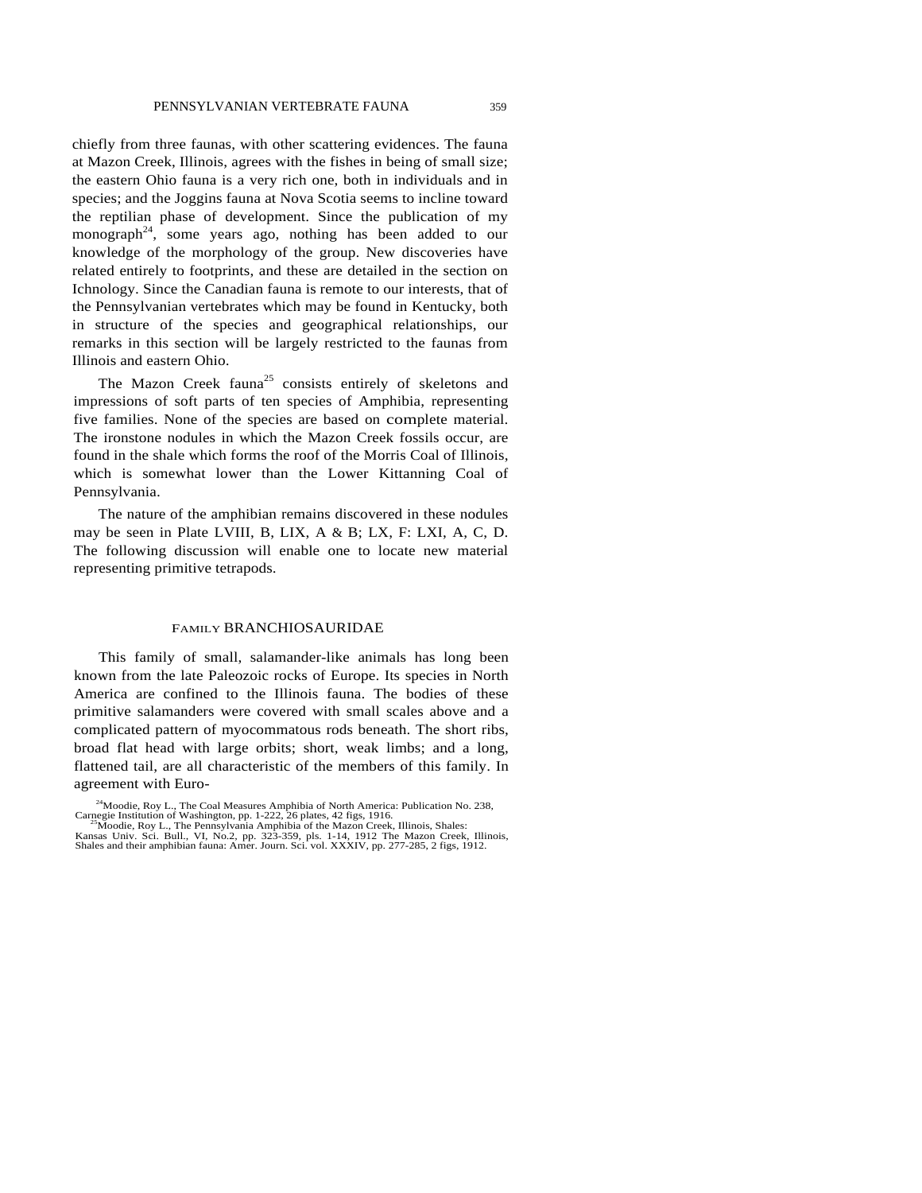chiefly from three faunas, with other scattering evidences. The fauna at Mazon Creek, Illinois, agrees with the fishes in being of small size; the eastern Ohio fauna is a very rich one, both in individuals and in species; and the Joggins fauna at Nova Scotia seems to incline toward the reptilian phase of development. Since the publication of my monograph[24], some years ago, nothing has been added to our knowledge of the morphology of the group. New discoveries have related entirely to footprints, and these are detailed in the section on Ichnology. Since the Canadian fauna is remote to our interests, that of the Pennsylvanian vertebrates which may be found in Kentucky, both in structure of the species and geographical relationships, our remarks in this section will be largely restricted to the faunas from Illinois and eastern Ohio.

The Mazon Creek fauna[25] consists entirely of skeletons and impressions of soft parts of ten species of Amphibia, representing five families. None of the species are based on complete material. The ironstone nodules in which the Mazon Creek fossils occur, are found in the shale which forms the roof of the Morris Coal of Illinois, which is somewhat lower than the Lower Kittanning Coal of Pennsylvania.

The nature of the amphibian remains discovered in these nodules may be seen in Plate LVIII, B, LIX, A & B; LX, F: LXI, A, C, D. The following discussion will enable one to locate new material representing primitive tetrapods.

## FAMILY BRANCHIOSAURIDAE

This family of small, salamander-like animals has long been known from the late Paleozoic rocks of Europe. Its species in North America are confined to the Illinois fauna. The bodies of these primitive salamanders were covered with small scales above and a complicated pattern of myocommatous rods beneath. The short ribs, broad flat head with large orbits; short, weak limbs; and a long, flattened tail, are all characteristic of the members of this family. In agreement with Euro-

[24]Moodie, Roy L., The Coal Measures Amphibia of North America: Publication No. 238, Carnegie Institution of Washington, pp. 1-222, 26 plates, 42 figs, 1916.

[25]Moodie, Roy L., The Pennsylvania Amphibia of the Mazon Creek, Illinois, Shales: Kansas Univ. Sci. Bull., VI, No.2, pp. 323-359, pls. 1-14, 1912 The Mazon Creek, Illinois, Shales and their amphibian fauna: Amer. Journ. Sci. vol. XXXIV, pp. 277-285, 2 figs, 1912.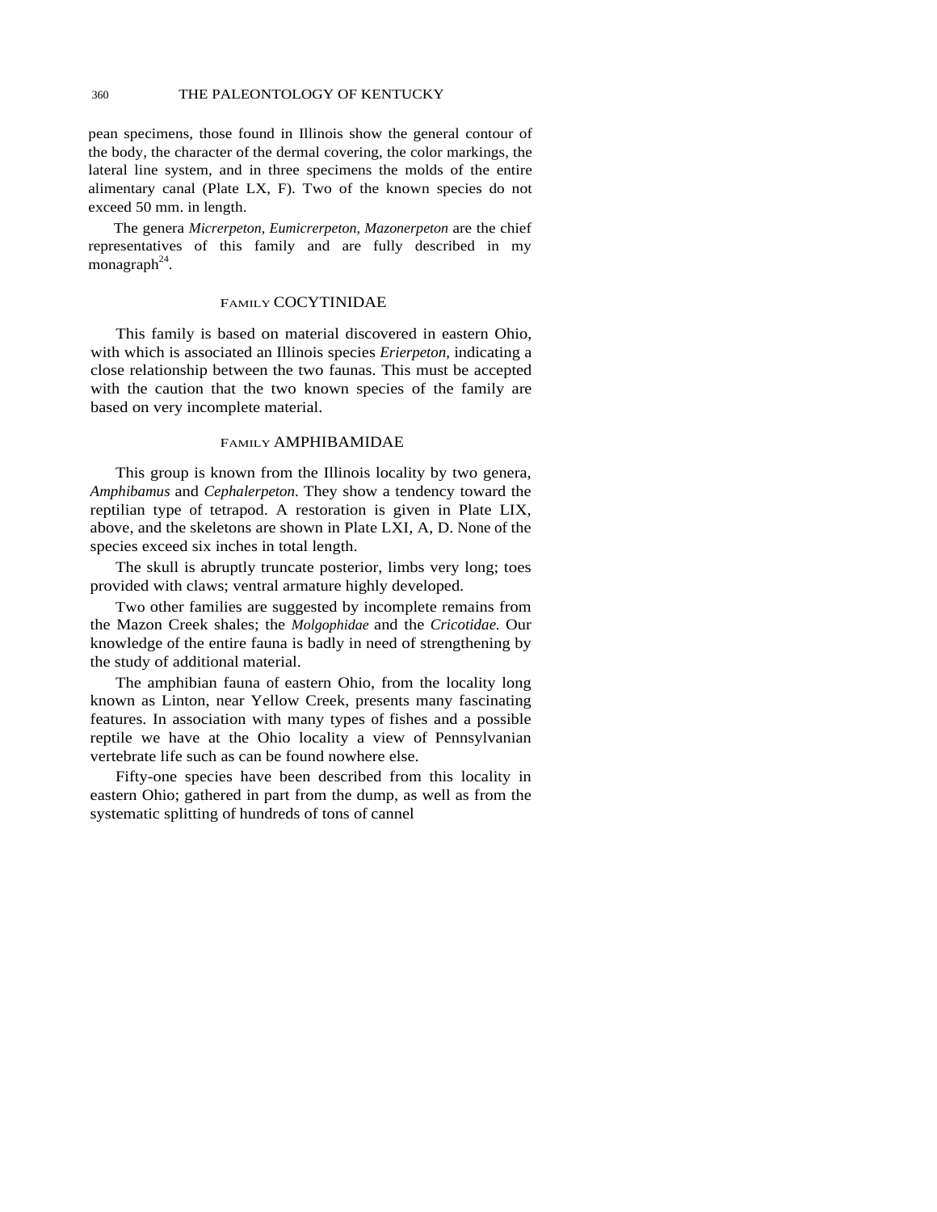pean specimens, those found in Illinois show the general contour of the body, the character of the dermal covering, the color markings, the lateral line system, and in three specimens the molds of the entire alimentary canal (Plate LX, F). Two of the known species do not exceed 50 mm. in length.

The genera *Micrerpeton, Eumicrerpeton, Mazonerpeton* are the chief representatives of this family and are fully described in my monagraph[24].

## FAMILY COCYTINIDAE

This family is based on material discovered in eastern Ohio, with which is associated an Illinois species *Erierpeton*, indicating a close relationship between the two faunas. This must be accepted with the caution that the two known species of the family are based on very incomplete material.

## FAMILY AMPHIBAMIDAE

This group is known from the Illinois locality by two genera, *Amphibamus* and *Cephalerpeton*. They show a tendency toward the reptilian type of tetrapod. A restoration is given in Plate LIX, above, and the skeletons are shown in Plate LXI, A, D. None of the species exceed six inches in total length.

The skull is abruptly truncate posterior, limbs very long; toes provided with claws; ventral armature highly developed.

Two other families are suggested by incomplete remains from the Mazon Creek shales; the *Molgophidae* and the *Cricotidae.* Our knowledge of the entire fauna is badly in need of strengthening by the study of additional material.

The amphibian fauna of eastern Ohio, from the locality long known as Linton, near Yellow Creek, presents many fascinating features. In association with many types of fishes and a possible reptile we have at the Ohio locality a view of Pennsylvanian vertebrate life such as can be found nowhere else.

Fifty-one species have been described from this locality in eastern Ohio; gathered in part from the dump, as well as from the systematic splitting of hundreds of tons of cannel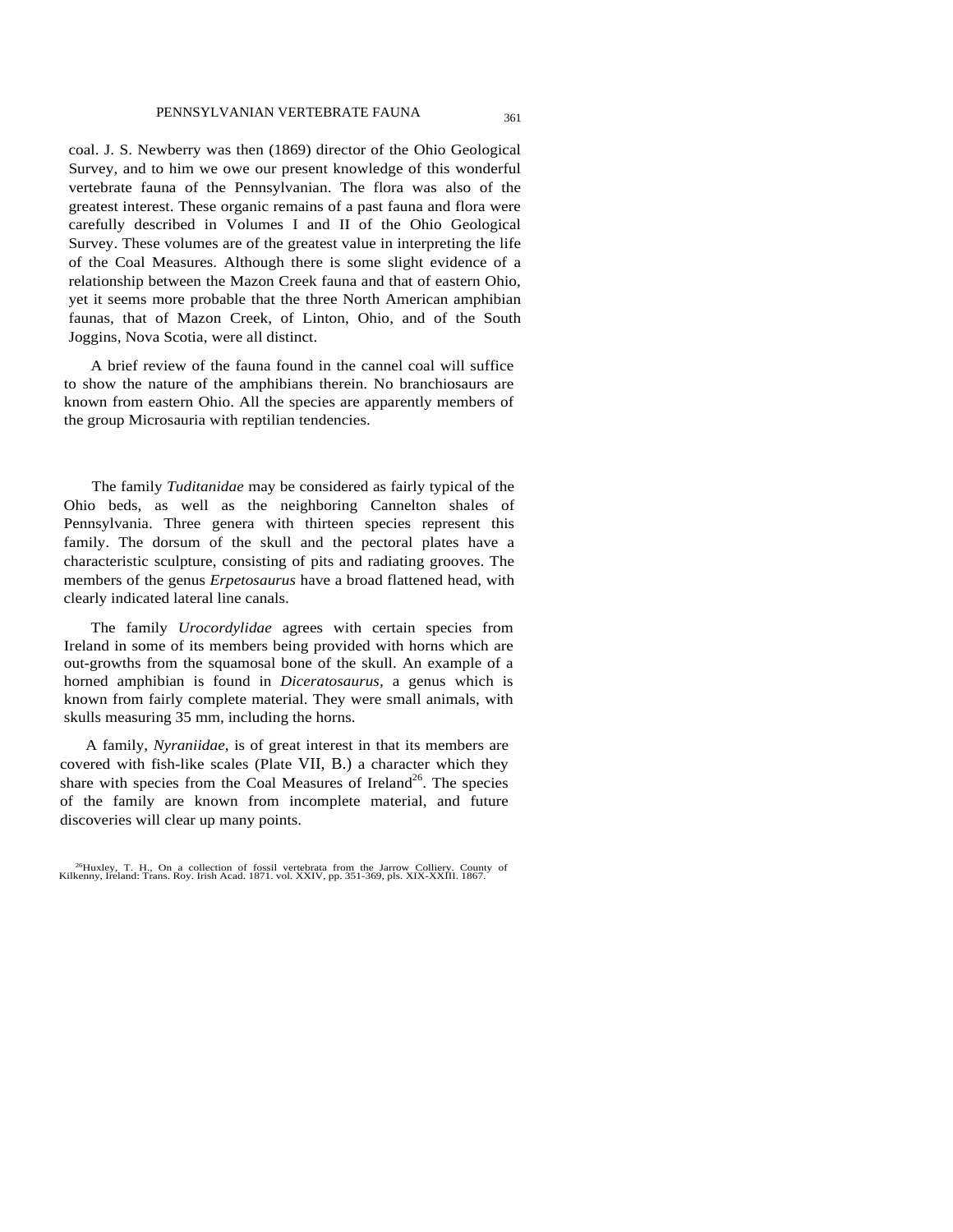coal. J. S. Newberry was then (1869) director of the Ohio Geological Survey, and to him we owe our present knowledge of this wonderful vertebrate fauna of the Pennsylvanian. The flora was also of the greatest interest. These organic remains of a past fauna and flora were carefully described in Volumes I and II of the Ohio Geological Survey. These volumes are of the greatest value in interpreting the life of the Coal Measures. Although there is some slight evidence of a relationship between the Mazon Creek fauna and that of eastern Ohio, yet it seems more probable that the three North American amphibian faunas, that of Mazon Creek, of Linton, Ohio, and of the South Joggins, Nova Scotia, were all distinct.

A brief review of the fauna found in the cannel coal will suffice to show the nature of the amphibians therein. No branchiosaurs are known from eastern Ohio. All the species are apparently members of the group Microsauria with reptilian tendencies.

The family *Tuditanidae* may be considered as fairly typical of the Ohio beds, as well as the neighboring Cannelton shales of Pennsylvania. Three genera with thirteen species represent this family. The dorsum of the skull and the pectoral plates have a characteristic sculpture, consisting of pits and radiating grooves. The members of the genus *Erpetosaurus* have a broad flattened head, with clearly indicated lateral line canals.

The family *Urocordylidae* agrees with certain species from Ireland in some of its members being provided with horns which are out-growths from the squamosal bone of the skull. An example of a horned amphibian is found in *Diceratosaurus*, a genus which is known from fairly complete material. They were small animals, with skulls measuring 35 mm, including the horns.

A family, *Nyraniidae*, is of great interest in that its members are covered with fish-like scales (Plate VII, B.) a character which they share with species from the Coal Measures of Ireland[26]. The species of the family are known from incomplete material, and future discoveries will clear up many points.

[26]Huxley, T. H., On a collection of fossil vertebrata from the Jarrow Colliery. County of Kilkenny, Ireland: Trans. Roy. Irish Acad. 1871. vol. XXIV, pp. 351-369, pls. XIX-XXIII. 1867.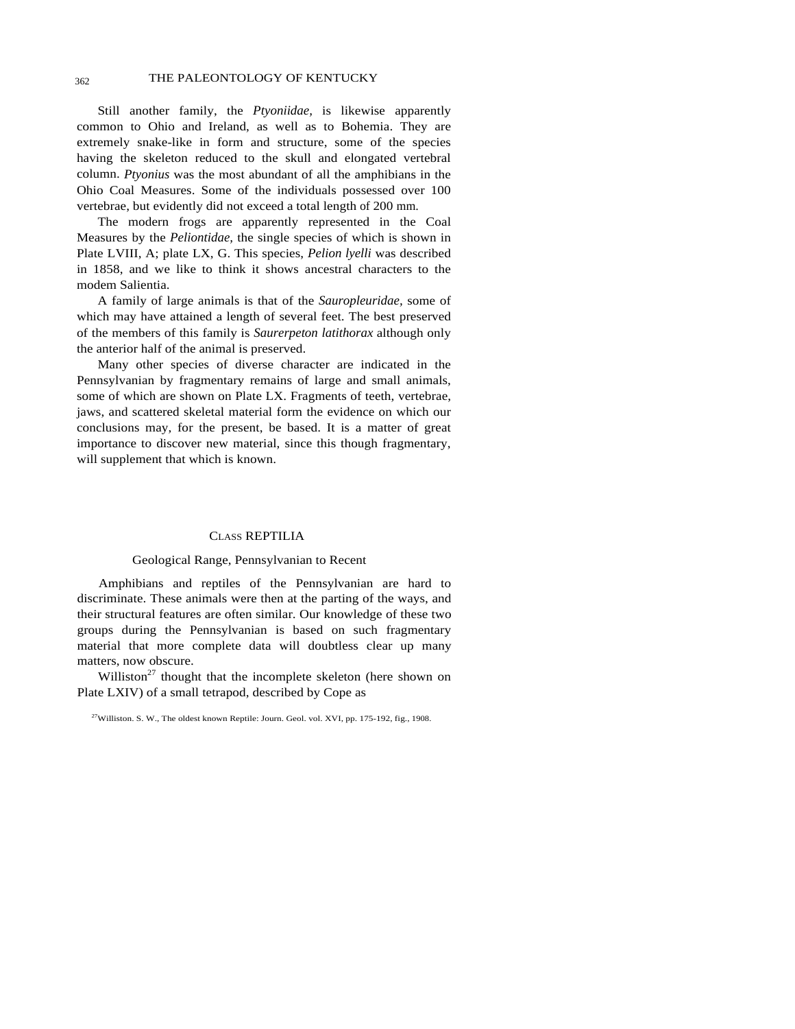Still another family, the *Ptyoniidae,* is likewise apparently common to Ohio and Ireland, as well as to Bohemia. They are extremely snake-like in form and structure, some of the species having the skeleton reduced to the skull and elongated vertebral column. *Ptyonius* was the most abundant of all the amphibians in the Ohio Coal Measures. Some of the individuals possessed over 100 vertebrae, but evidently did not exceed a total length of 200 mm.

The modern frogs are apparently represented in the Coal Measures by the *Peliontidae,* the single species of which is shown in Plate LVIII, A; plate LX, G. This species, *Pelion lyelli* was described in 1858, and we like to think it shows ancestral characters to the modem Salientia.

A family of large animals is that of the *Sauropleuridae,* some of which may have attained a length of several feet. The best preserved of the members of this family is *Saurerpeton latithorax* although only the anterior half of the animal is preserved.

Many other species of diverse character are indicated in the Pennsylvanian by fragmentary remains of large and small animals, some of which are shown on Plate LX. Fragments of teeth, vertebrae, jaws, and scattered skeletal material form the evidence on which our conclusions may, for the present, be based. It is a matter of great importance to discover new material, since this though fragmentary, will supplement that which is known.

## CLASS REPTILIA

Geological Range, Pennsylvanian to Recent

Amphibians and reptiles of the Pennsylvanian are hard to discriminate. These animals were then at the parting of the ways, and their structural features are often similar. Our knowledge of these two groups during the Pennsylvanian is based on such fragmentary material that more complete data will doubtless clear up many matters, now obscure.

Williston[27] thought that the incomplete skeleton (here shown on Plate LXIV) of a small tetrapod, described by Cope as

[27] Williston. S. W., The oldest known Reptile: Journ. Geol. vol. XVI, pp. 175-192, fig., 1908.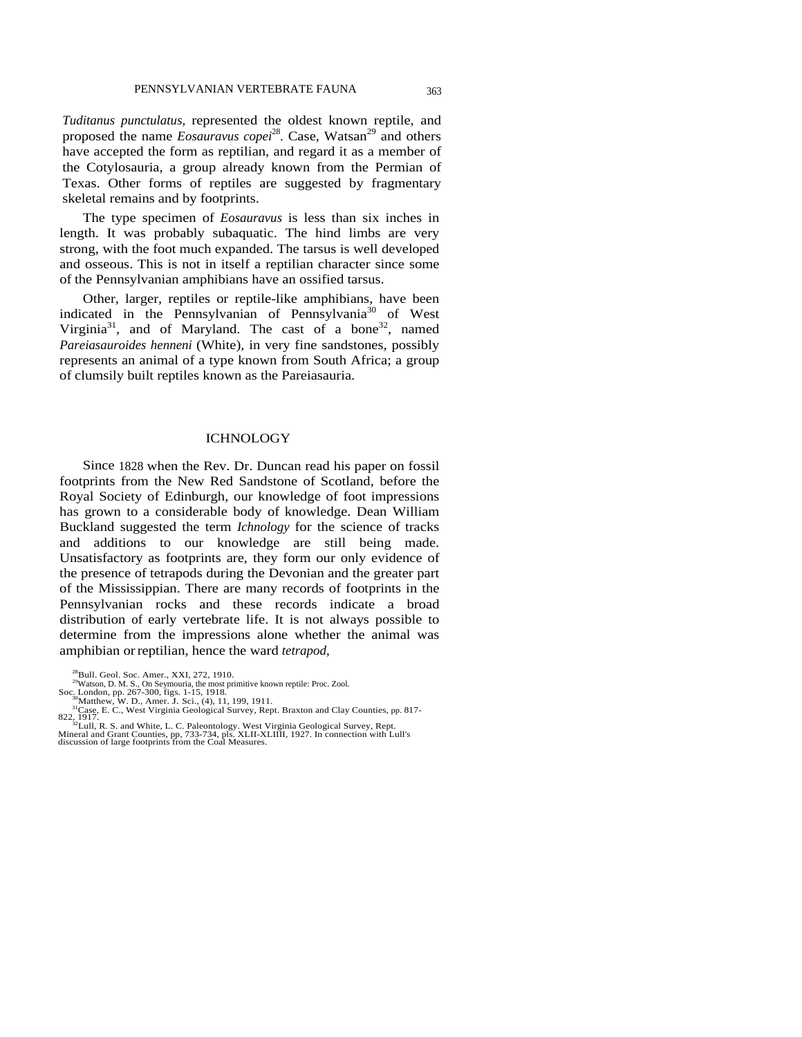*Tuditanus punctulatus*, represented the oldest known reptile, and proposed the name *Eosauravus copei*[28]. Case, Watsan[29] and others have accepted the form as reptilian, and regard it as a member of the Cotylosauria, a group already known from the Permian of Texas. Other forms of reptiles are suggested by fragmentary skeletal remains and by footprints.

The type specimen of *Eosauravus* is less than six inches in length. It was probably subaquatic. The hind limbs are very strong, with the foot much expanded. The tarsus is well developed and osseous. This is not in itself a reptilian character since some of the Pennsylvanian amphibians have an ossified tarsus.

Other, larger, reptiles or reptile-like amphibians, have been indicated in the Pennsylvanian of Pennsylvania[30] of West Virginia[31], and of Maryland. The cast of a bone[32], named *Pareiasauroides henneni* (White), in very fine sandstones, possibly represents an animal of a type known from South Africa; a group of clumsily built reptiles known as the Pareiasauria.

## ICHNOLOGY

Since 1828 when the Rev. Dr. Duncan read his paper on fossil footprints from the New Red Sandstone of Scotland, before the Royal Society of Edinburgh, our knowledge of foot impressions has grown to a considerable body of knowledge. Dean William Buckland suggested the term *Ichnology* for the science of tracks and additions to our knowledge are still being made. Unsatisfactory as footprints are, they form our only evidence of the presence of tetrapods during the Devonian and the greater part of the Mississippian. There are many records of footprints in the Pennsylvanian rocks and these records indicate a broad distribution of early vertebrate life. It is not always possible to determine from the impressions alone whether the animal was amphibian or reptilian, hence the ward *tetrapod,*

[28]Bull. Geol. Soc. Amer., XXI, 272, 1910.

[29]Watson, D. M. S., On Seymouria, the most primitive known reptile: Proc. Zool. Soc. London, pp. 267-300, figs. 1-15, 1918.

[30]Matthew, W. D., Amer. J. Sci., (4), 11, 199, 1911.

[31]Case, E. C., West Virginia Geological Survey, Rept. Braxton and Clay Counties, pp. 817-822, 1917.

[32]Lull, R. S. and White, L. C. Paleontology. West Virginia Geological Survey, Rept. Mineral and Grant Counties, pp, 733-734, pls. XLII-XLIIII, 1927. In connection with Lull's discussion of large footprints from the Coal Measures.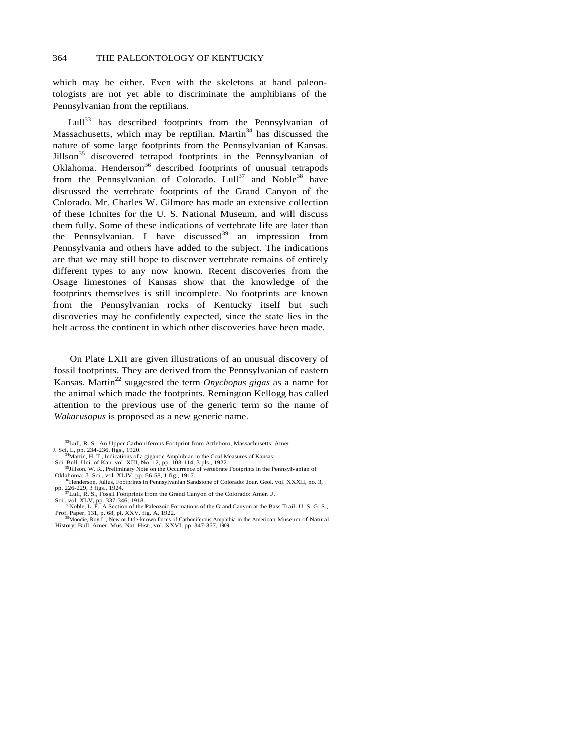which may be either. Even with the skeletons at hand paleontologists are not yet able to discriminate the amphibians of the Pennsylvanian from the reptilians.

Lull[33] has described footprints from the Pennsylvanian of Massachusetts, which may be reptilian. Martin[34] has discussed the nature of some large footprints from the Pennsylvanian of Kansas. Jillson[35] discovered tetrapod footprints in the Pennsylvanian of Oklahoma. Henderson[36] described footprints of unusual tetrapods from the Pennsylvanian of Colorado. Lull[37] and Noble[38] have discussed the vertebrate footprints of the Grand Canyon of the Colorado. Mr. Charles W. Gilmore has made an extensive collection of these Ichnites for the U. S. National Museum, and will discuss them fully. Some of these indications of vertebrate life are later than the Pennsylvanian. I have discussed[39] an impression from Pennsylvania and others have added to the subject. The indications are that we may still hope to discover vertebrate remains of entirely different types to any now known. Recent discoveries from the Osage limestones of Kansas show that the knowledge of the footprints themselves is still incomplete. No footprints are known from the Pennsylvanian rocks of Kentucky itself but such discoveries may be confidently expected, since the state lies in the belt across the continent in which other discoveries have been made.

On Plate LXII are given illustrations of an unusual discovery of fossil footprints. They are derived from the Pennsylvanian of eastern Kansas. Martin[22] suggested the term *Onychopus gigas* as a name for the animal which made the footprints. Remington Kellogg has called attention to the previous use of the generic term so the name of *Wakarusopus* is proposed as a new generic name.

[33] Lull, R. S., An Upper Carboniferous Footprint from Attleboro, Massachusetts: Amer. J. Sci. L, pp. 234-236, figs., 1920.

[34] Martin, H. T., Indications of a gigantic Amphibian in the Coal Measures of Kansas: Sci. Bull. Uni. of Kan. vol. XIII, No. 12, pp. 103-114, 3 pls., 1922.

[35] Jillson. W. R., Preliminary Note on the Occurrence of vertebrate Footprints in the Pennsylvanian of Oklahoma: J. Sci., vol. XLIV, pp. 56-58, 1 fig., 1917.

[36] Henderson, Julius, Footprints in Pennsylvanian Sandstone of Colorado: Jour. Geol. vol. XXXII, no. 3, pp. 226-229, 3 figs., 1924.

[37] Lull, R. S., Fossil Footprints from the Grand Canyon of the Colorado: Amer. J. Sci.. vol. XLV, pp. 337-346, 1918.

[38] Noble, L. F., A Section of the Paleozoic Formations of the Grand Canyon at the Bass Trail: U. S. G. S., Prof. Paper, 131, p. 68, pl. XXV. fig. A, 1922.

[39] Moodie, Roy L., New or little-known forms of Carboniferous Amphibia in the American Museum of Natural History: Bull. Amer. Mus. Nat. Hist., vol. XXVI, pp. 347-357, 1909.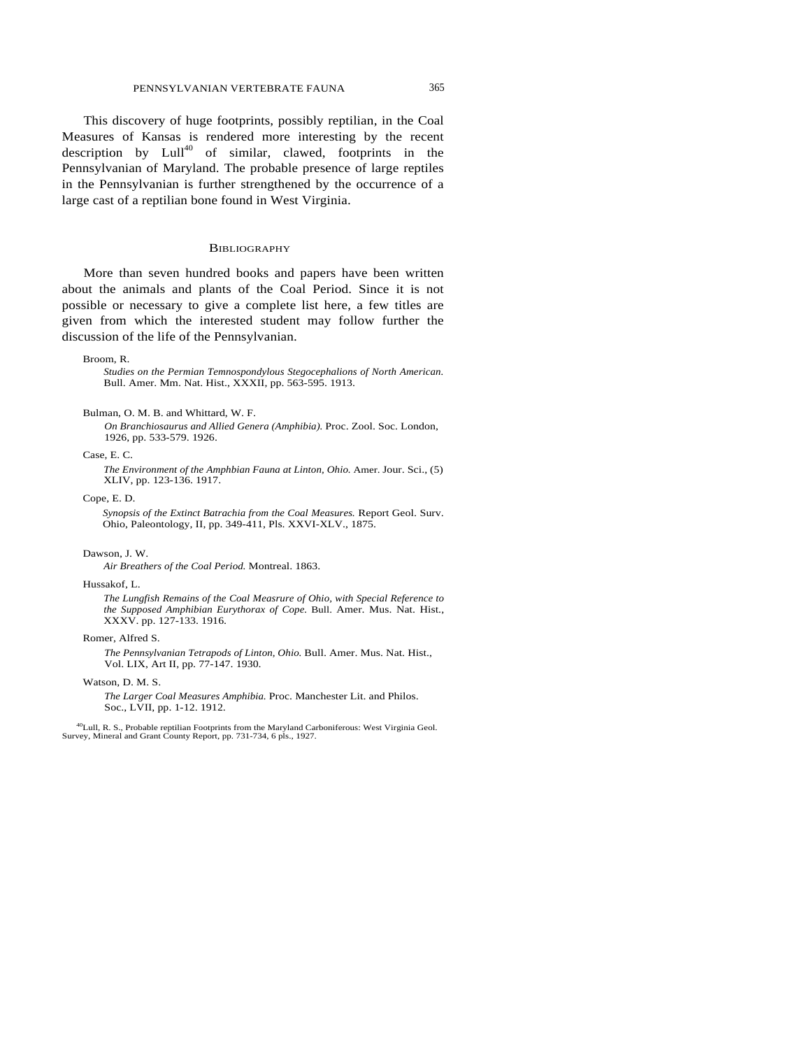This discovery of huge footprints, possibly reptilian, in the Coal Measures of Kansas is rendered more interesting by the recent description by Lull[40] of similar, clawed, footprints in the Pennsylvanian of Maryland. The probable presence of large reptiles in the Pennsylvanian is further strengthened by the occurrence of a large cast of a reptilian bone found in West Virginia.

## Bibliography

More than seven hundred books and papers have been written about the animals and plants of the Coal Period. Since it is not possible or necessary to give a complete list here, a few titles are given from which the interested student may follow further the discussion of the life of the Pennsylvanian.

Broom, R.
*Studies on the Permian Temnospondylous Stegocephalions of North American.* Bull. Amer. Mm. Nat. Hist., XXXII, pp. 563-595. 1913.

Bulman, O. M. B. and Whittard, W. F.
*On Branchiosaurus and Allied Genera (Amphibia).* Proc. Zool. Soc. London, 1926, pp. 533-579. 1926.

Case, E. C.
*The Environment of the Amphbian Fauna at Linton, Ohio.* Amer. Jour. Sci., (5) XLIV, pp. 123-136. 1917.

Cope, E. D.
*Synopsis of the Extinct Batrachia from the Coal Measures.* Report Geol. Surv. Ohio, Paleontology, II, pp. 349-411, Pls. XXVI-XLV., 1875.

Dawson, J. W.
*Air Breathers of the Coal Period.* Montreal. 1863.

Hussakof, L.
*The Lungfish Remains of the Coal Measrure of Ohio, with Special Reference to the Supposed Amphibian Eurythorax of Cope.* Bull. Amer. Mus. Nat. Hist., XXXV. pp. 127-133. 1916.

Romer, Alfred S.
*The Pennsylvanian Tetrapods of Linton, Ohio.* Bull. Amer. Mus. Nat. Hist., Vol. LIX, Art II, pp. 77-147. 1930.

Watson, D. M. S.
*The Larger Coal Measures Amphibia.* Proc. Manchester Lit. and Philos. Soc., LVII, pp. 1-12. 1912.

[40] Lull, R. S., Probable reptilian Footprints from the Maryland Carboniferous: West Virginia Geol. Survey, Mineral and Grant County Report, pp. 731-734, 6 pls., 1927.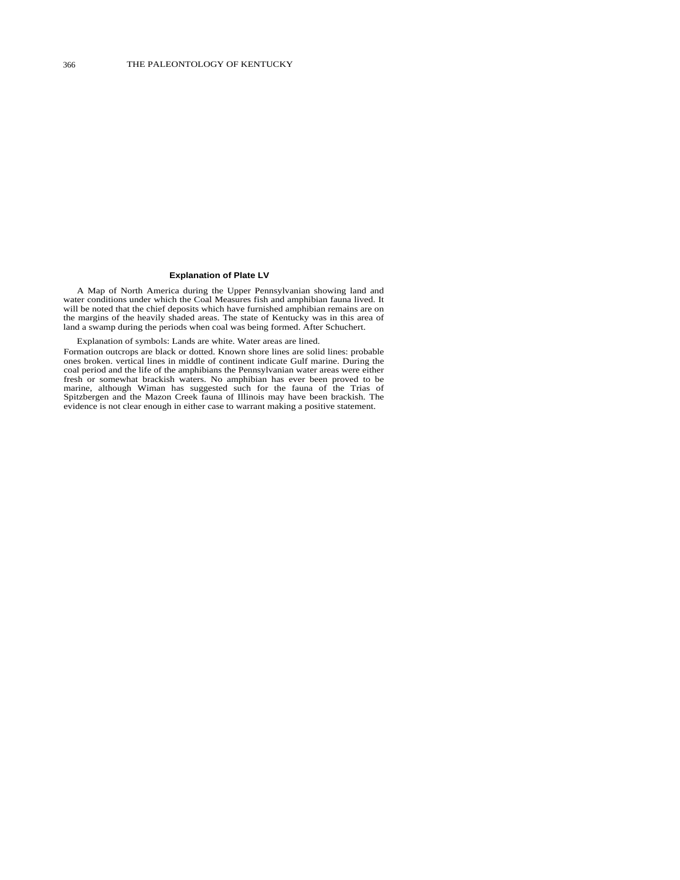### Explanation of Plate LV

A Map of North America during the Upper Pennsylvanian showing land and water conditions under which the Coal Measures fish and amphibian fauna lived. It will be noted that the chief deposits which have furnished amphibian remains are on the margins of the heavily shaded areas. The state of Kentucky was in this area of land a swamp during the periods when coal was being formed. After Schuchert.

Explanation of symbols: Lands are white. Water areas are lined.

Formation outcrops are black or dotted. Known shore lines are solid lines: probable ones broken. vertical lines in middle of continent indicate Gulf marine. During the coal period and the life of the amphibians the Pennsylvanian water areas were either fresh or somewhat brackish waters. No amphibian has ever been proved to be marine, although Wiman has suggested such for the fauna of the Trias of Spitzbergen and the Mazon Creek fauna of Illinois may have been brackish. The evidence is not clear enough in either case to warrant making a positive statement.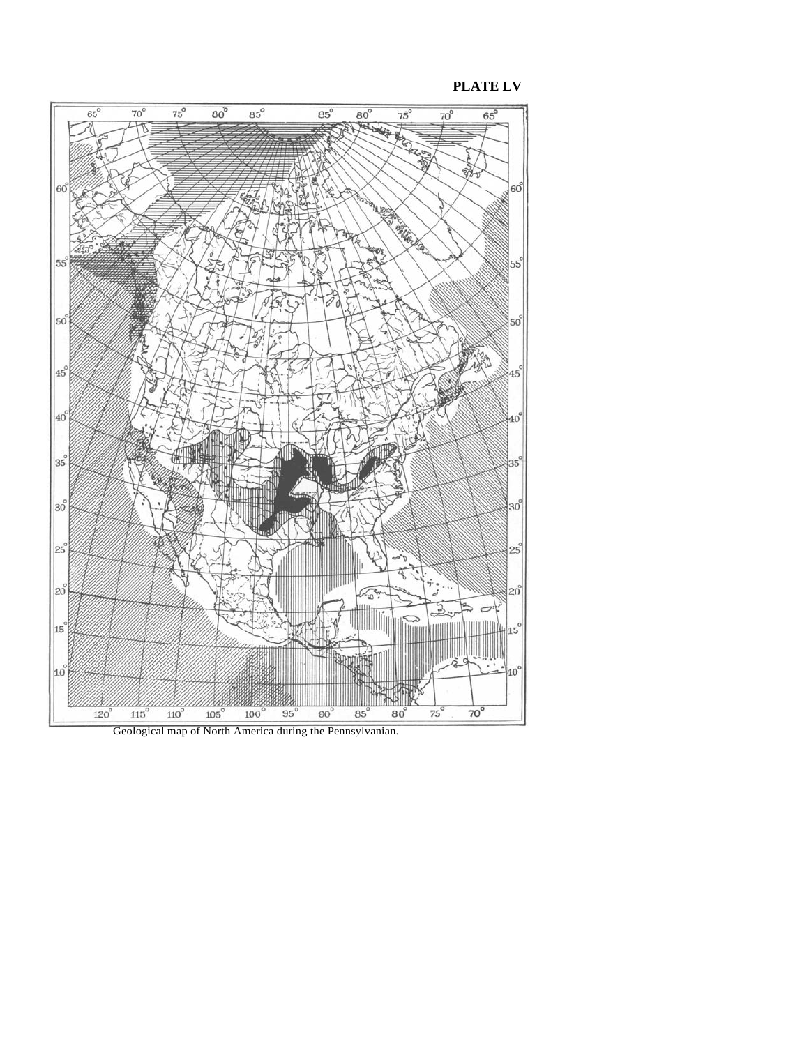PLATE LV

Geological map of North America during the Pennsylvanian.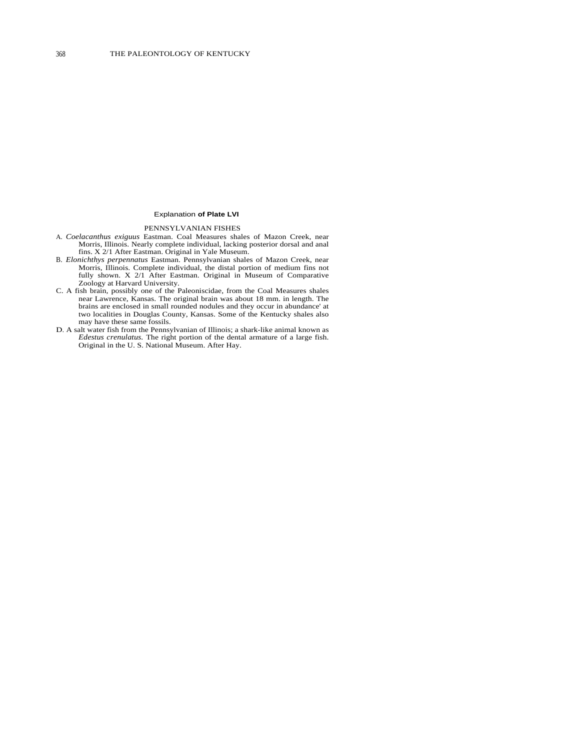## Explanation of Plate LVI

PENNSYLVANIAN FISHES

A. *Coelacanthus exiguus* Eastman. Coal Measures shales of Mazon Creek, near Morris, Illinois. Nearly complete individual, lacking posterior dorsal and anal fins. X 2/1 After Eastman. Original in Yale Museum.

B. *Elonichthys perpennatus* Eastman. Pennsylvanian shales of Mazon Creek, near Morris, Illinois. Complete individual, the distal portion of medium fins not fully shown. X 2/1 After Eastman. Original in Museum of Comparative Zoology at Harvard University.

C. A fish brain, possibly one of the Paleoniscidae, from the Coal Measures shales near Lawrence, Kansas. The original brain was about 18 mm. in length. The brains are enclosed in small rounded nodules and they occur in abundance' at two localities in Douglas County, Kansas. Some of the Kentucky shales also may have these same fossils.

D. A salt water fish from the Pennsylvanian of Illinois; a shark-like animal known as *Edestus crenulatus.* The right portion of the dental armature of a large fish. Original in the U. S. National Museum. After Hay.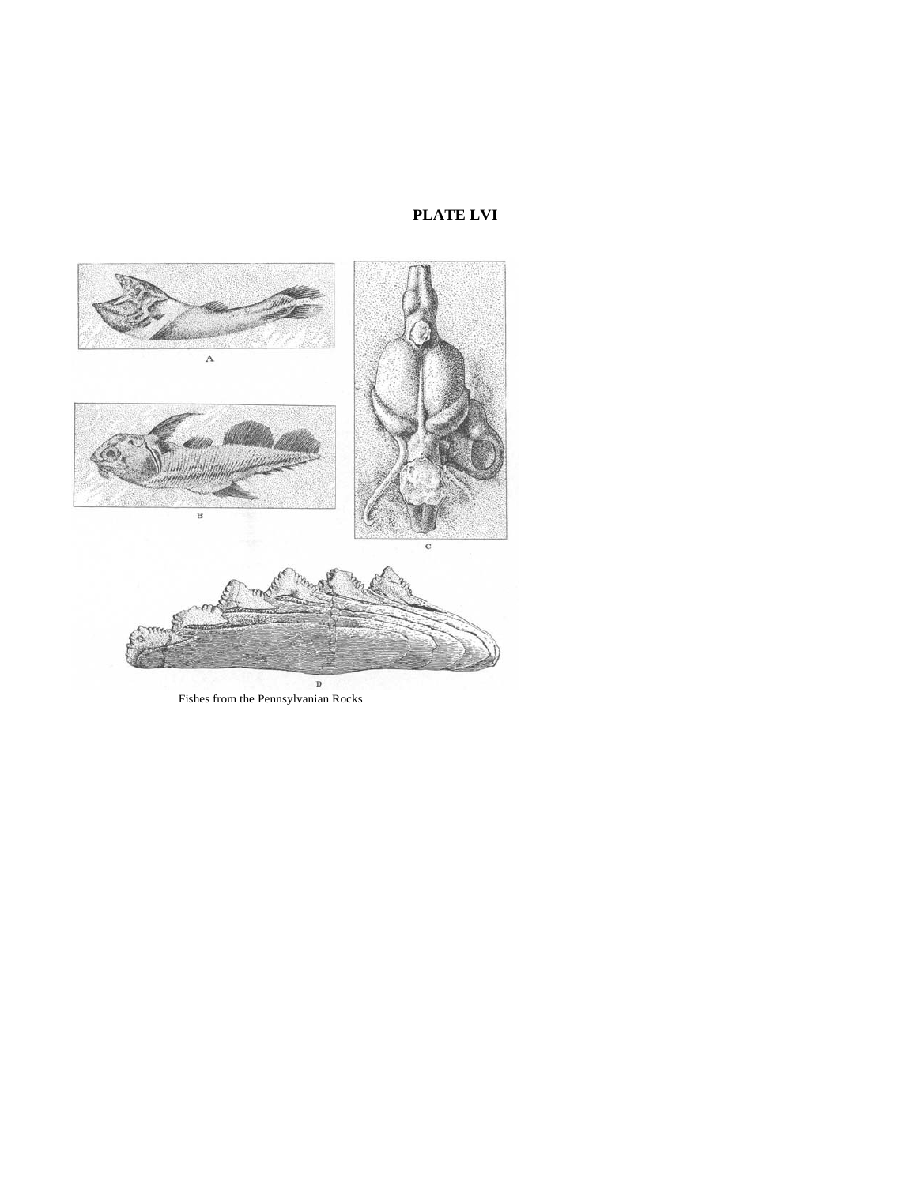**PLATE LVI**

A

B

C

D

Fishes from the Pennsylvanian Rocks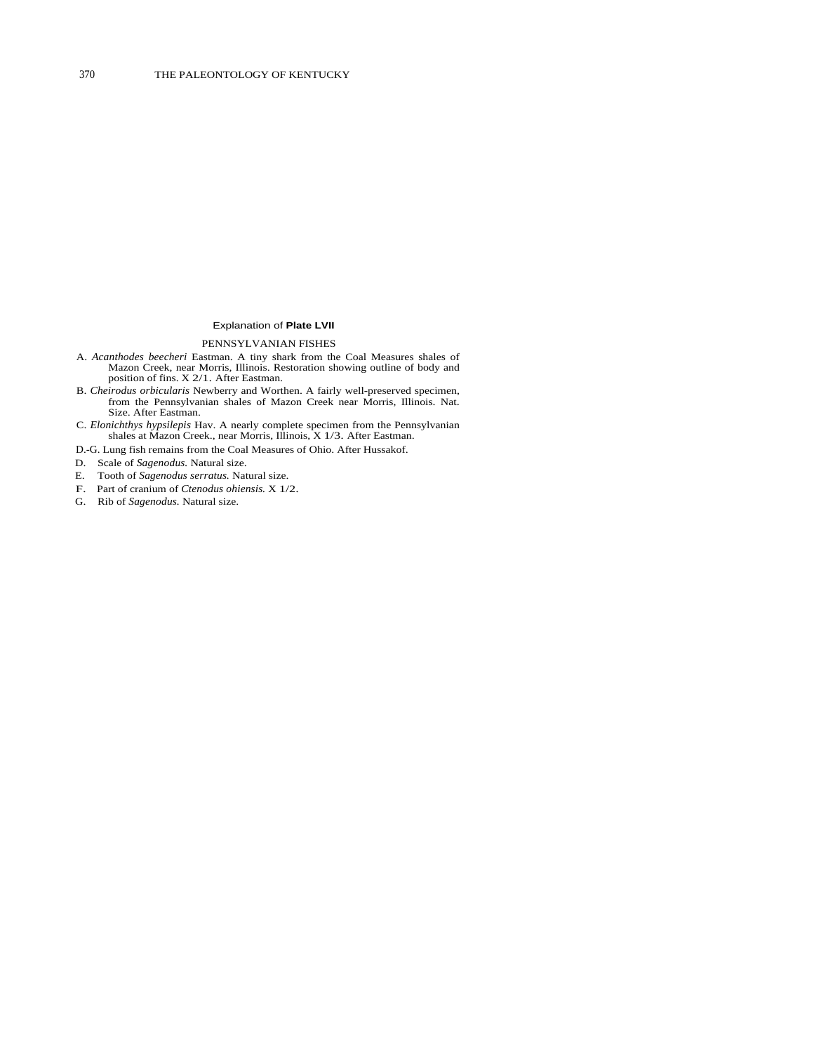Explanation of **Plate LVII**

PENNSYLVANIAN FISHES

A. *Acanthodes beecheri* Eastman. A tiny shark from the Coal Measures shales of Mazon Creek, near Morris, Illinois. Restoration showing outline of body and position of fins. X 2/1. After Eastman.

B. *Cheirodus orbicularis* Newberry and Worthen. A fairly well-preserved specimen, from the Pennsylvanian shales of Mazon Creek near Morris, Illinois. Nat. Size. After Eastman.

C. *Elonichthys hypsilepis* Hav. A nearly complete specimen from the Pennsylvanian shales at Mazon Creek., near Morris, Illinois, X 1/3. After Eastman.

D.-G. Lung fish remains from the Coal Measures of Ohio. After Hussakof.

D. Scale of *Sagenodus.* Natural size.

E. Tooth of *Sagenodus serratus.* Natural size.

F. Part of cranium of *Ctenodus ohiensis.* X 1/2.

G. Rib of *Sagenodus.* Natural size.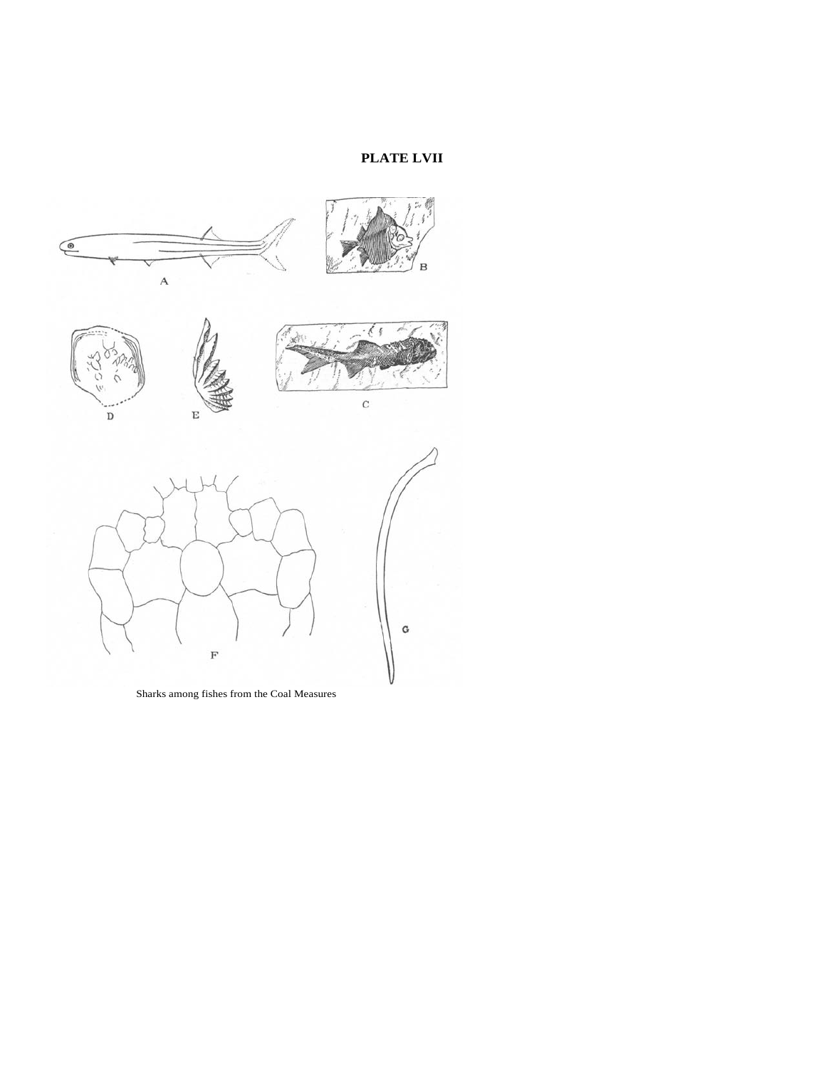## PLATE LVII

Sharks among fishes from the Coal Measures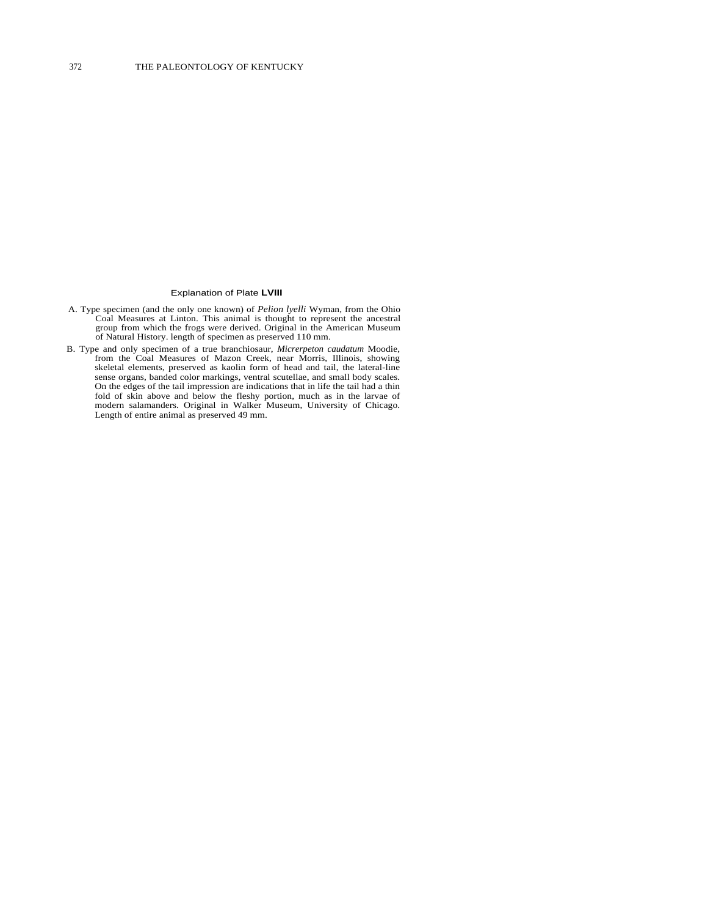## Explanation of Plate **LVIII**

A. Type specimen (and the only one known) of *Pelion lyelli* Wyman, from the Ohio Coal Measures at Linton. This animal is thought to represent the ancestral group from which the frogs were derived. Original in the American Museum of Natural History. length of specimen as preserved 110 mm.

B. Type and only specimen of a true branchiosaur, *Micrerpeton caudatum* Moodie, from the Coal Measures of Mazon Creek, near Morris, Illinois, showing skeletal elements, preserved as kaolin form of head and tail, the lateral-line sense organs, banded color markings, ventral scutellae, and small body scales. On the edges of the tail impression are indications that in life the tail had a thin fold of skin above and below the fleshy portion, much as in the larvae of modern salamanders. Original in Walker Museum, University of Chicago. Length of entire animal as preserved 49 mm.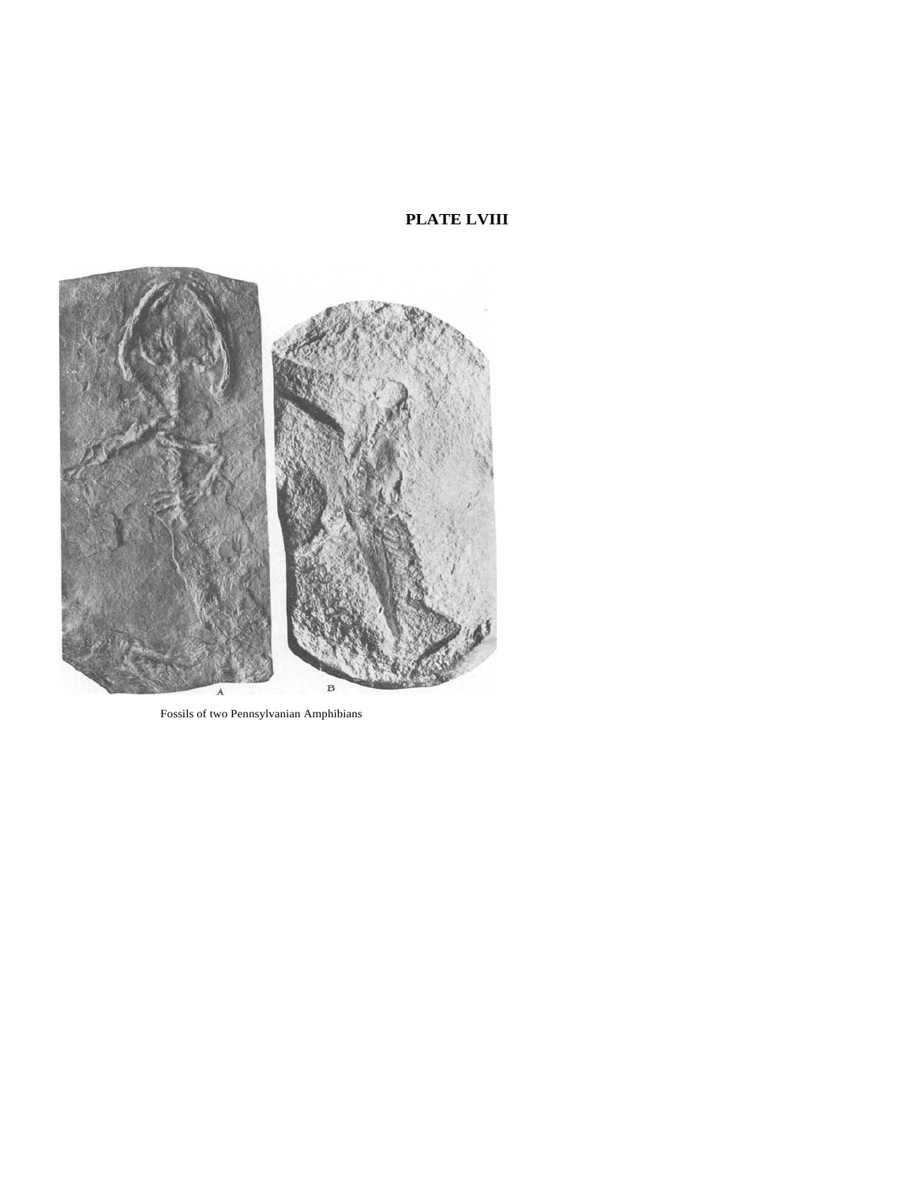## PLATE LVIII

Fossils of two Pennsylvanian Amphibians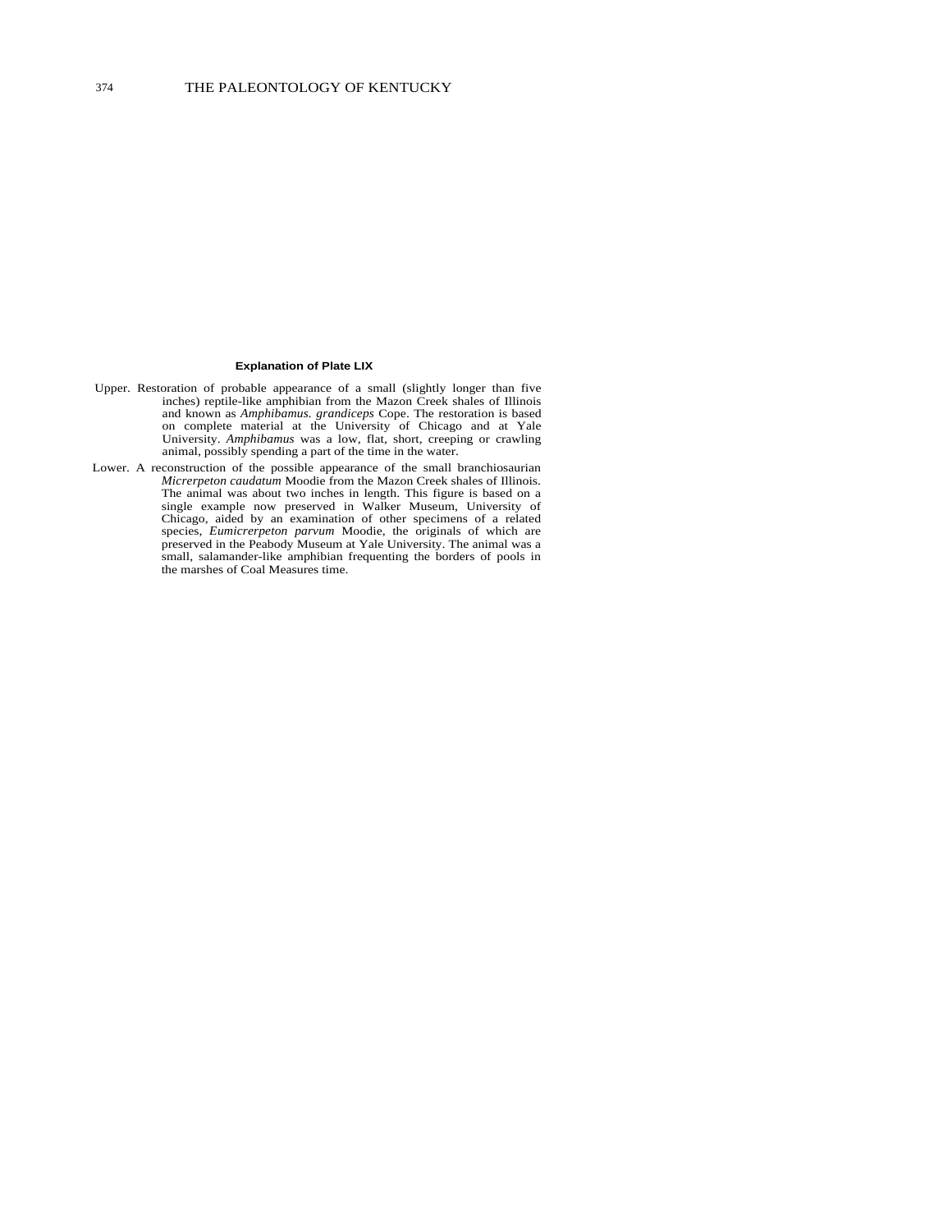**Explanation of Plate LIX**

Upper. Restoration of probable appearance of a small (slightly longer than five inches) reptile-like amphibian from the Mazon Creek shales of Illinois and known as *Amphibamus. grandiceps* Cope. The restoration is based on complete material at the University of Chicago and at Yale University. *Amphibamus* was a low, flat, short, creeping or crawling animal, possibly spending a part of the time in the water.

Lower. A reconstruction of the possible appearance of the small branchiosaurian *Micrerpeton caudatum* Moodie from the Mazon Creek shales of Illinois. The animal was about two inches in length. This figure is based on a single example now preserved in Walker Museum, University of Chicago, aided by an examination of other specimens of a related species, *Eumicrerpeton parvum* Moodie, the originals of which are preserved in the Peabody Museum at Yale University. The animal was a small, salamander-like amphibian frequenting the borders of pools in the marshes of Coal Measures time.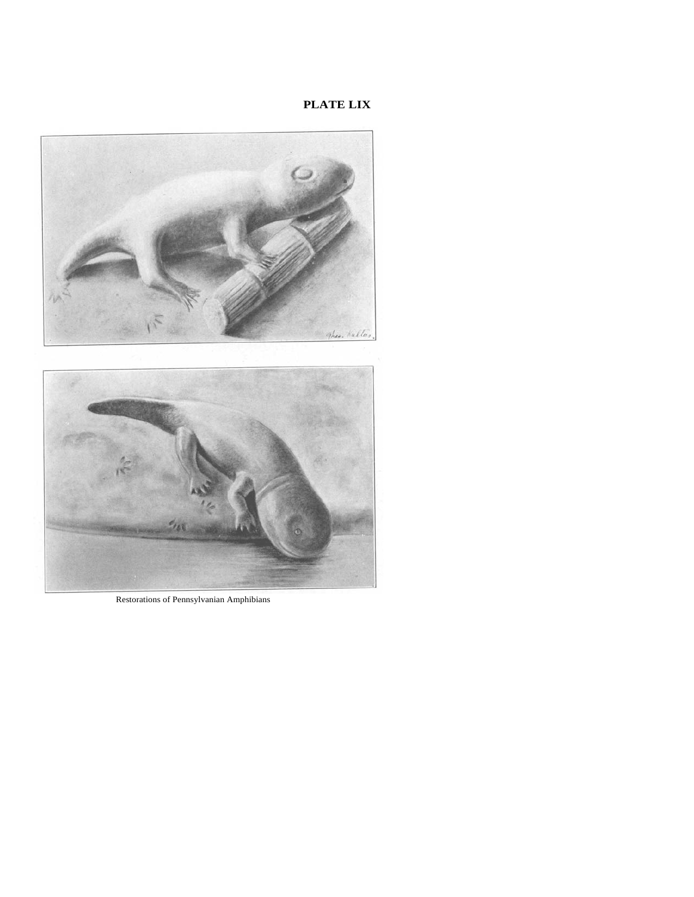**PLATE LIX**

Restorations of Pennsylvanian Amphibians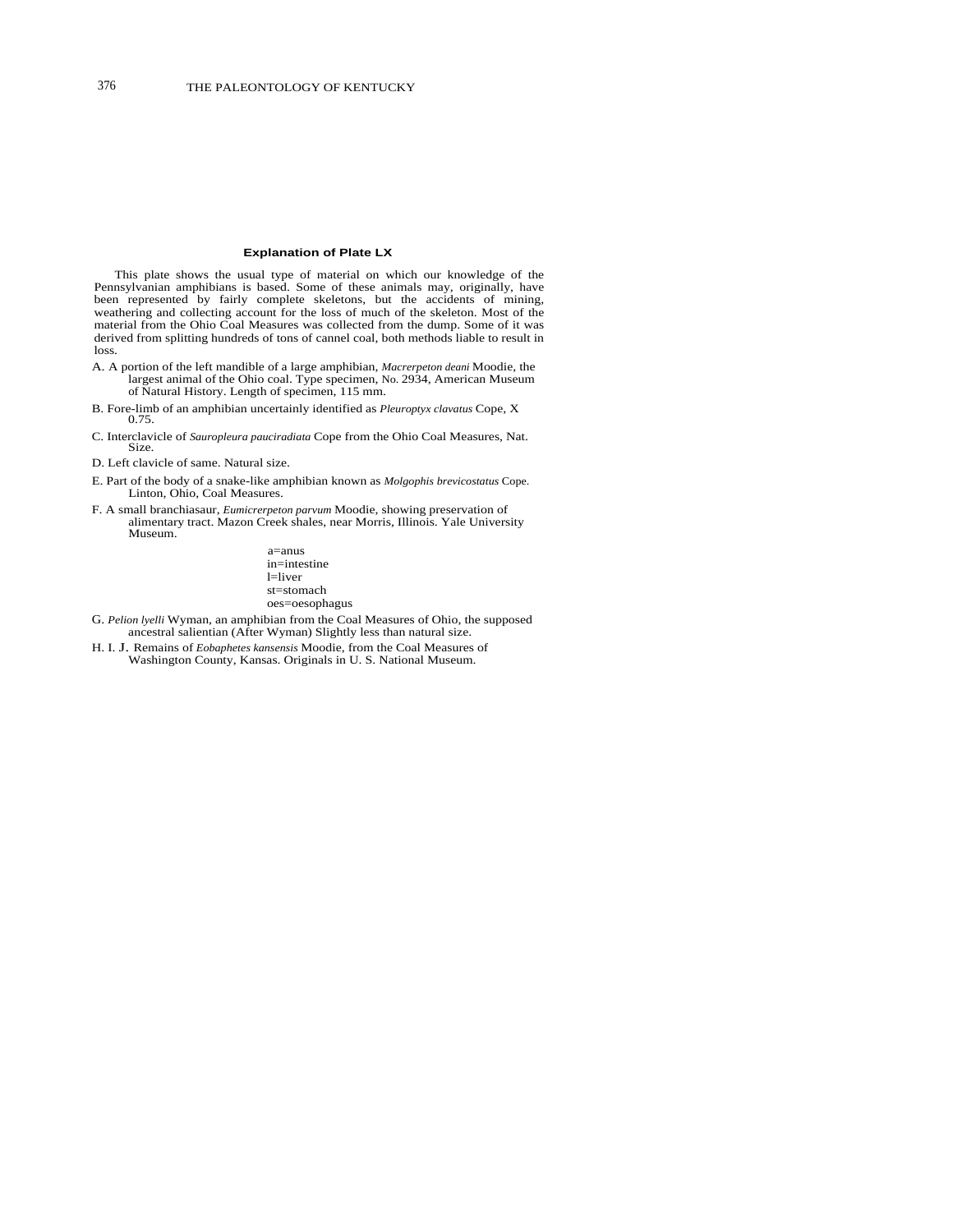### Explanation of Plate LX

This plate shows the usual type of material on which our knowledge of the Pennsylvanian amphibians is based. Some of these animals may, originally, have been represented by fairly complete skeletons, but the accidents of mining, weathering and collecting account for the loss of much of the skeleton. Most of the material from the Ohio Coal Measures was collected from the dump. Some of it was derived from splitting hundreds of tons of cannel coal, both methods liable to result in loss.

A. A portion of the left mandible of a large amphibian, *Macrerpeton deani* Moodie, the largest animal of the Ohio coal. Type specimen, No. 2934, American Museum of Natural History. Length of specimen, 115 mm.

B. Fore-limb of an amphibian uncertainly identified as *Pleuroptyx clavatus* Cope, X 0.75.

C. Interclavicle of *Sauropleura pauciradiata* Cope from the Ohio Coal Measures, Nat. Size.

D. Left clavicle of same. Natural size.

E. Part of the body of a snake-like amphibian known as *Molgophis brevicostatus* Cope. Linton, Ohio, Coal Measures.

F. A small branchiasaur, *Eumicrerpeton parvum* Moodie, showing preservation of alimentary tract. Mazon Creek shales, near Morris, Illinois. Yale University Museum.

a=anus
in=intestine
l=liver
st=stomach
oes=oesophagus

G. *Pelion lyelli* Wyman, an amphibian from the Coal Measures of Ohio, the supposed ancestral salientian (After Wyman) Slightly less than natural size.

H. I. J. Remains of *Eobaphetes kansensis* Moodie, from the Coal Measures of Washington County, Kansas. Originals in U. S. National Museum.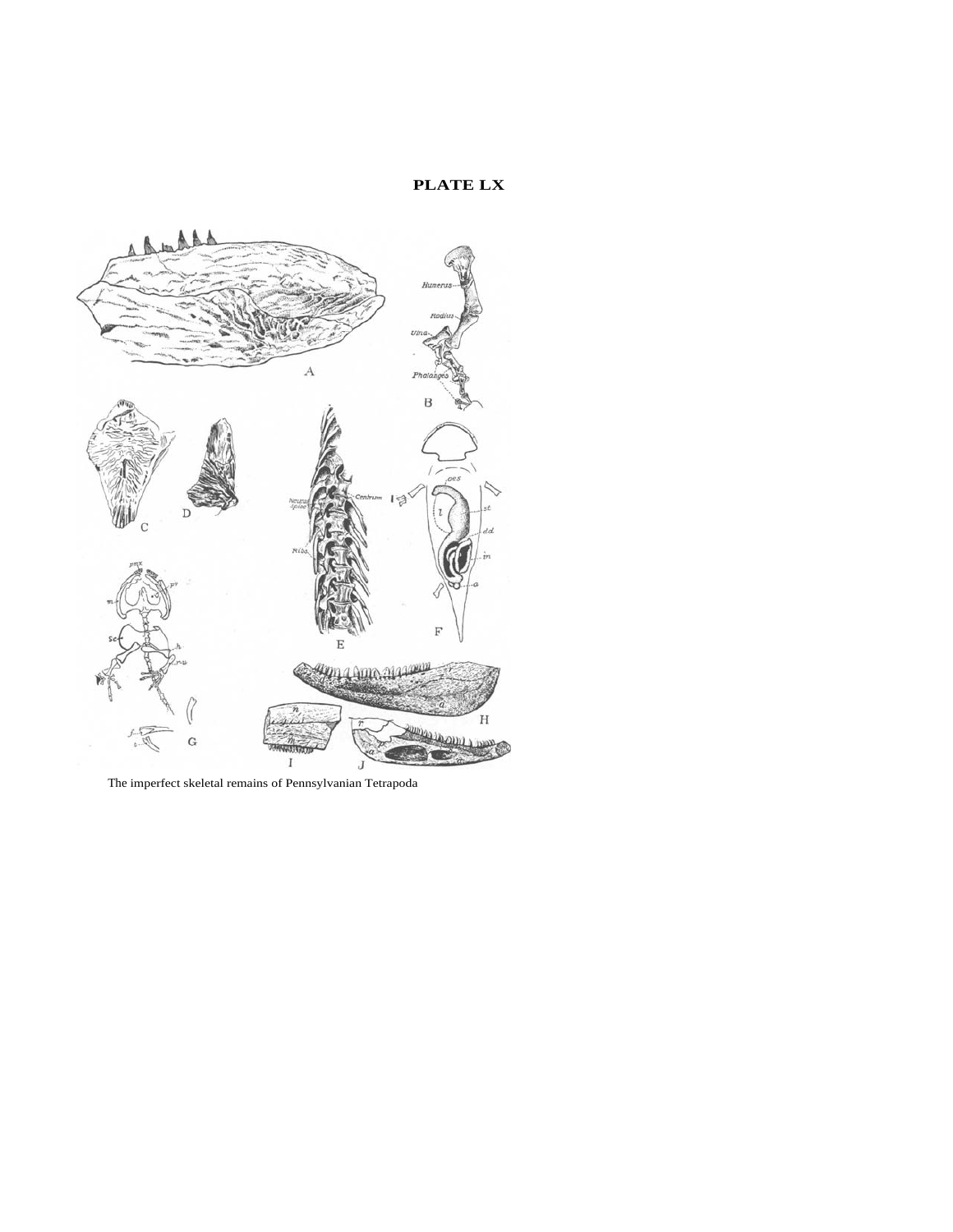**PLATE LX**

The imperfect skeletal remains of Pennsylvanian Tetrapoda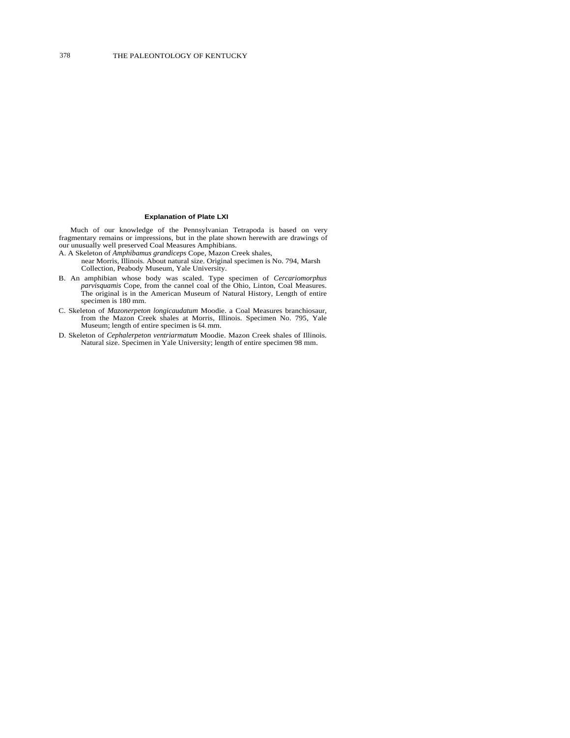### Explanation of Plate LXI

Much of our knowledge of the Pennsylvanian Tetrapoda is based on very fragmentary remains or impressions, but in the plate shown herewith are drawings of our unusually well preserved Coal Measures Amphibians.

A. A Skeleton of *Amphibamus grandiceps* Cope, Mazon Creek shales, near Morris, Illinois. About natural size. Original specimen is No. 794, Marsh Collection, Peabody Museum, Yale University.

B. An amphibian whose body was scaled. Type specimen of *Cercariomorphus parvisquamis* Cope, from the cannel coal of the Ohio, Linton, Coal Measures. The original is in the American Museum of Natural History, Length of entire specimen is 180 mm.

C. Skeleton of *Mazonerpeton longicaudatum* Moodie. a Coal Measures branchiosaur, from the Mazon Creek shales at Morris, Illinois. Specimen No. 795, Yale Museum; length of entire specimen is 64. mm.

D. Skeleton of *Cephalerpeton ventriarmatum* Moodie. Mazon Creek shales of Illinois. Natural size. Specimen in Yale University; length of entire specimen 98 mm.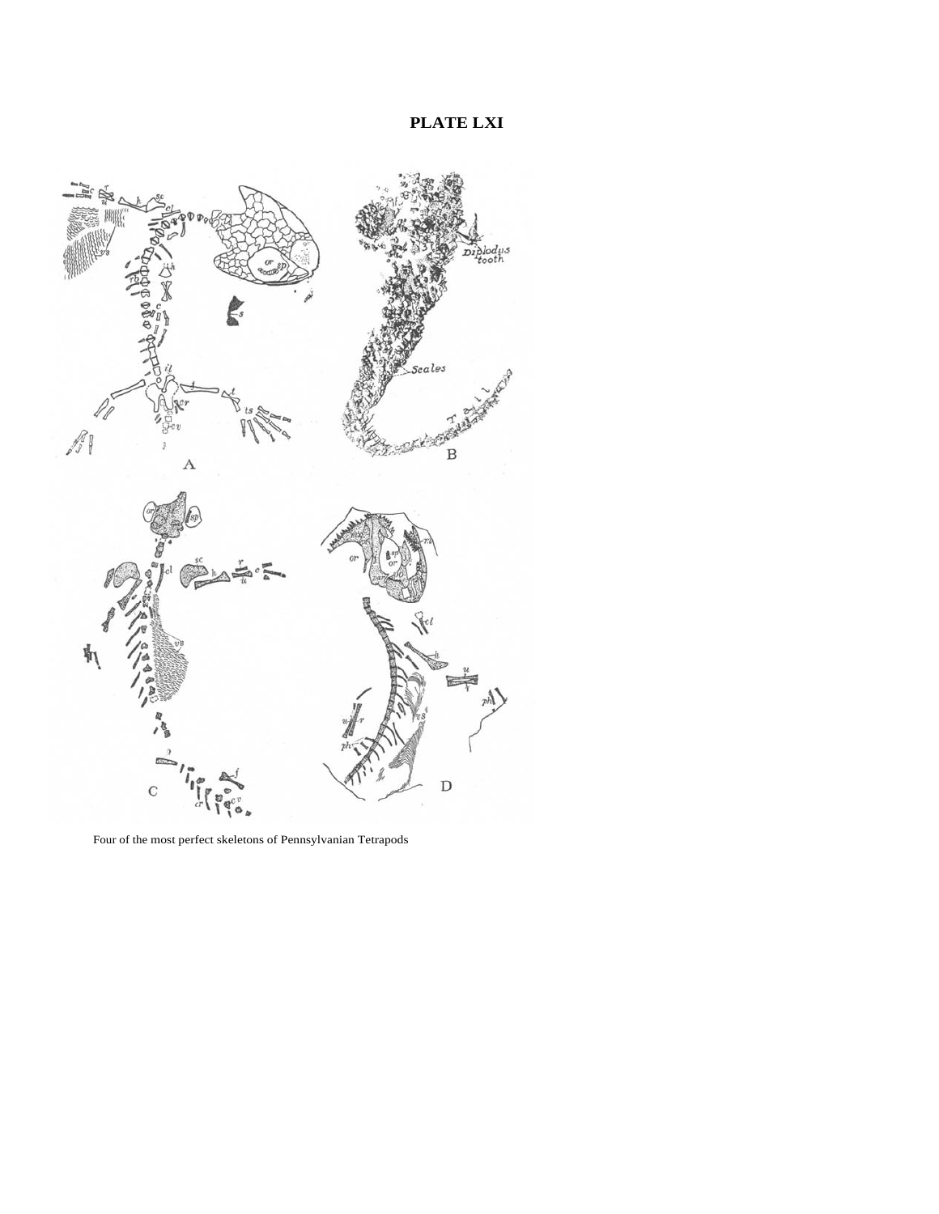# PLATE LXI

Four of the most perfect skeletons of Pennsylvanian Tetrapods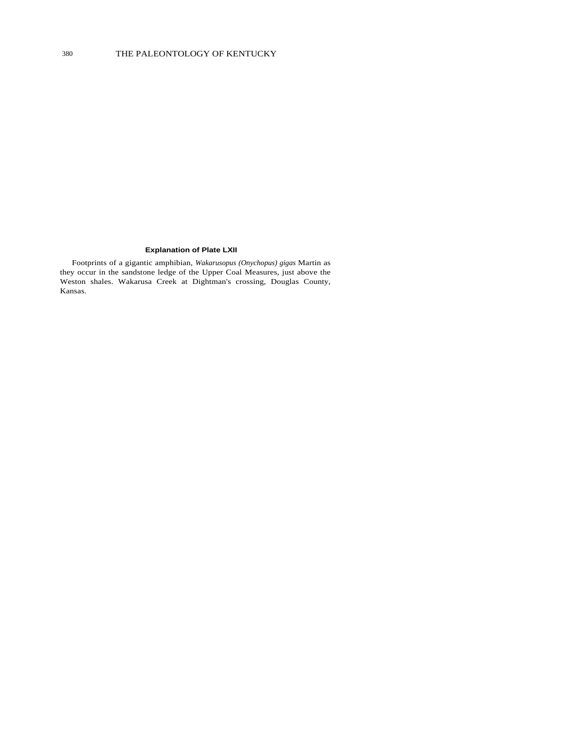### Explanation of Plate LXII

Footprints of a gigantic amphibian, *Wakarusopus (Onychopus) gigas* Martin as they occur in the sandstone ledge of the Upper Coal Measures, just above the Weston shales. Wakarusa Creek at Dightman's crossing, Douglas County, Kansas.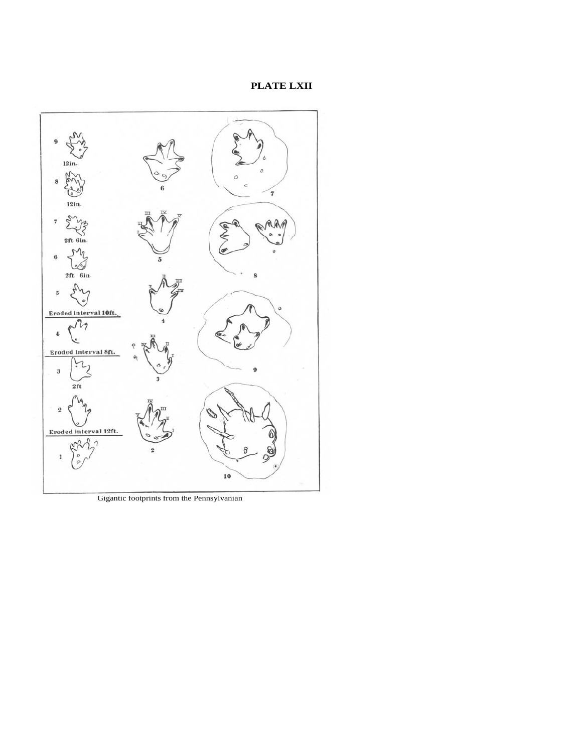**PLATE LXII**

9

12in.

8

12in.

7

2ft 6in.

6

2ft 6in.

5

Eroded interval 10ft.

4

Eroded interval 8ft.

3

2ft

2

Eroded interval 12ft.

1

6

5

4

3

2

7

8

9

10

Gigantic footprints from the Pennsylvanian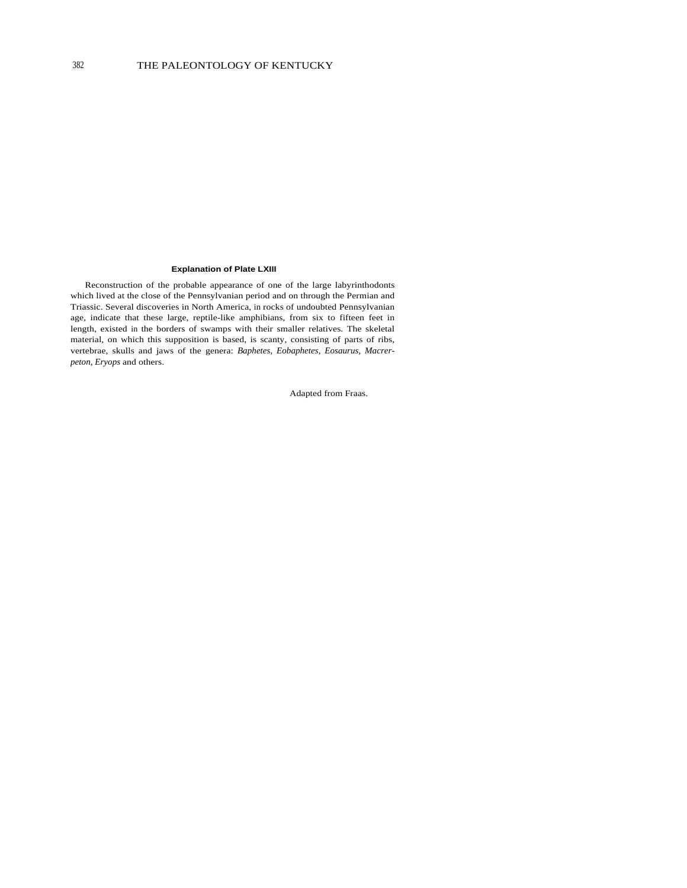**Explanation of Plate LXIII**

Reconstruction of the probable appearance of one of the large labyrinthodonts which lived at the close of the Pennsylvanian period and on through the Permian and Triassic. Several discoveries in North America, in rocks of undoubted Pennsylvanian age, indicate that these large, reptile-like amphibians, from six to fifteen feet in length, existed in the borders of swamps with their smaller relatives. The skeletal material, on which this supposition is based, is scanty, consisting of parts of ribs, vertebrae, skulls and jaws of the genera: *Baphetes, Eobaphetes, Eosaurus, Macrerpeton, Eryops* and others.

Adapted from Fraas.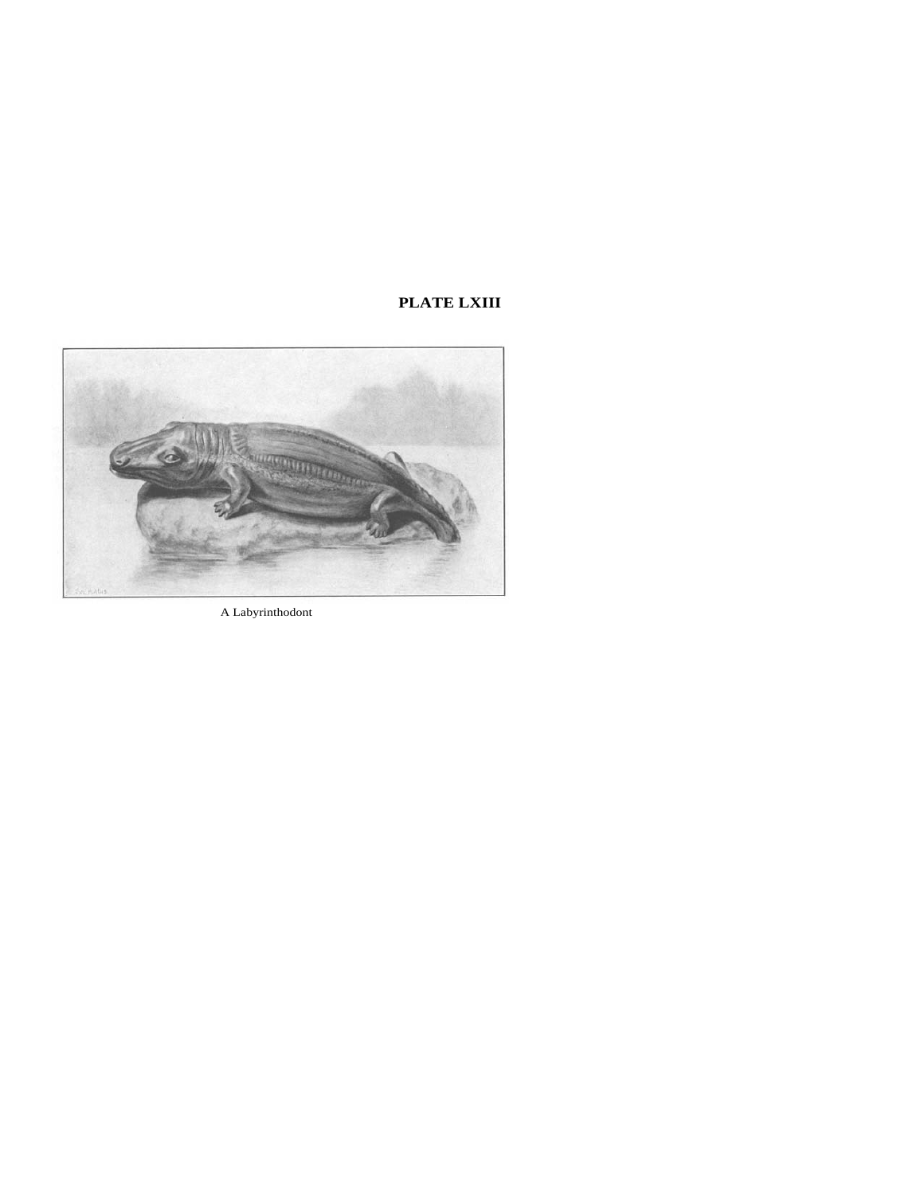**PLATE LXIII**

A Labyrinthodont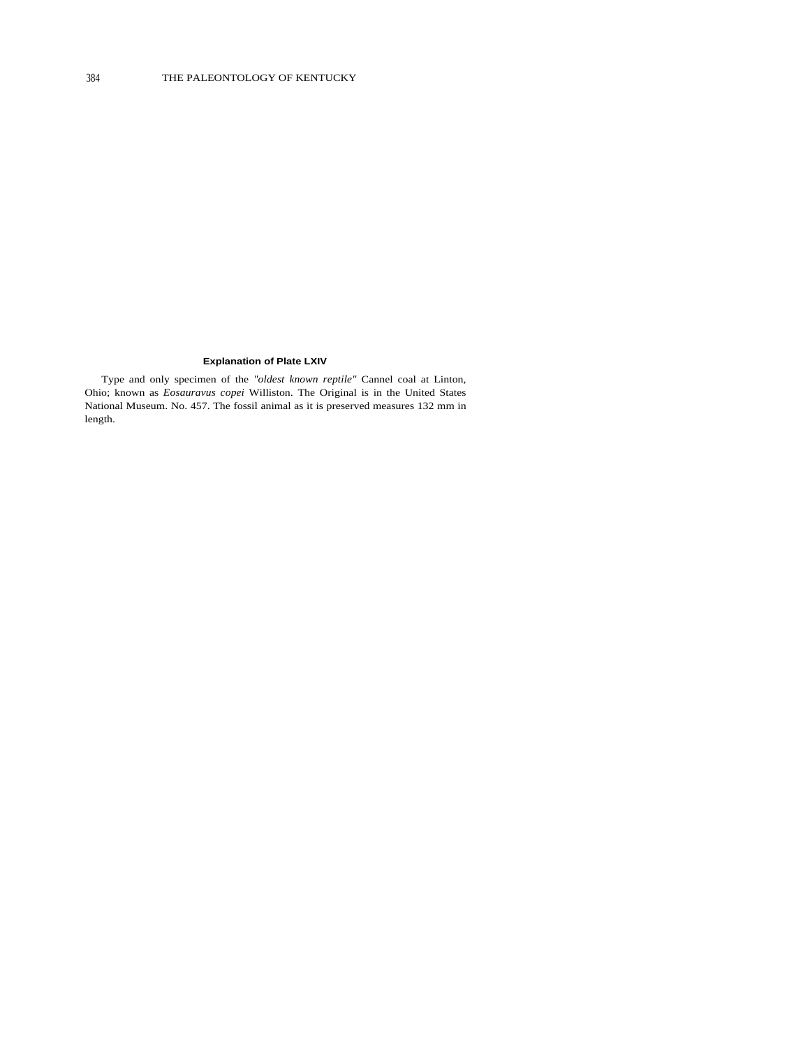### Explanation of Plate LXIV

Type and only specimen of the *"oldest known reptile"* Cannel coal at Linton, Ohio; known as *Eosauravus copei* Williston. The Original is in the United States National Museum. No. 457. The fossil animal as it is preserved measures 132 mm in length.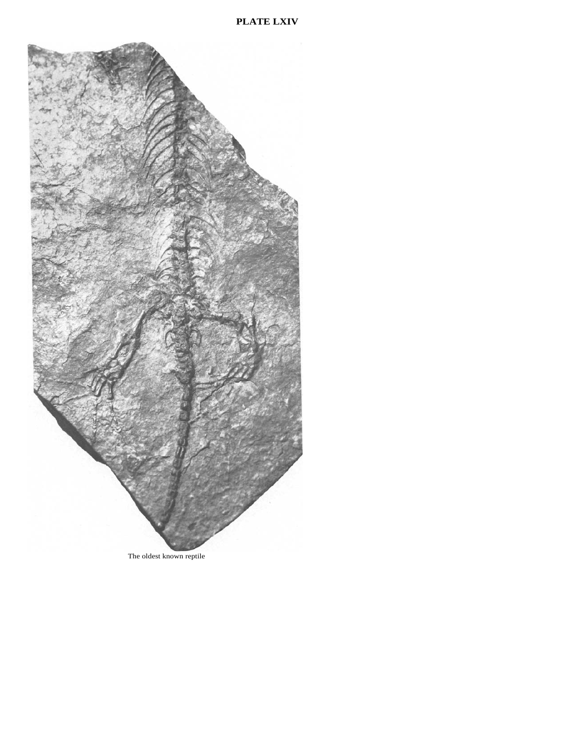**PLATE LXIV**

The oldest known reptile